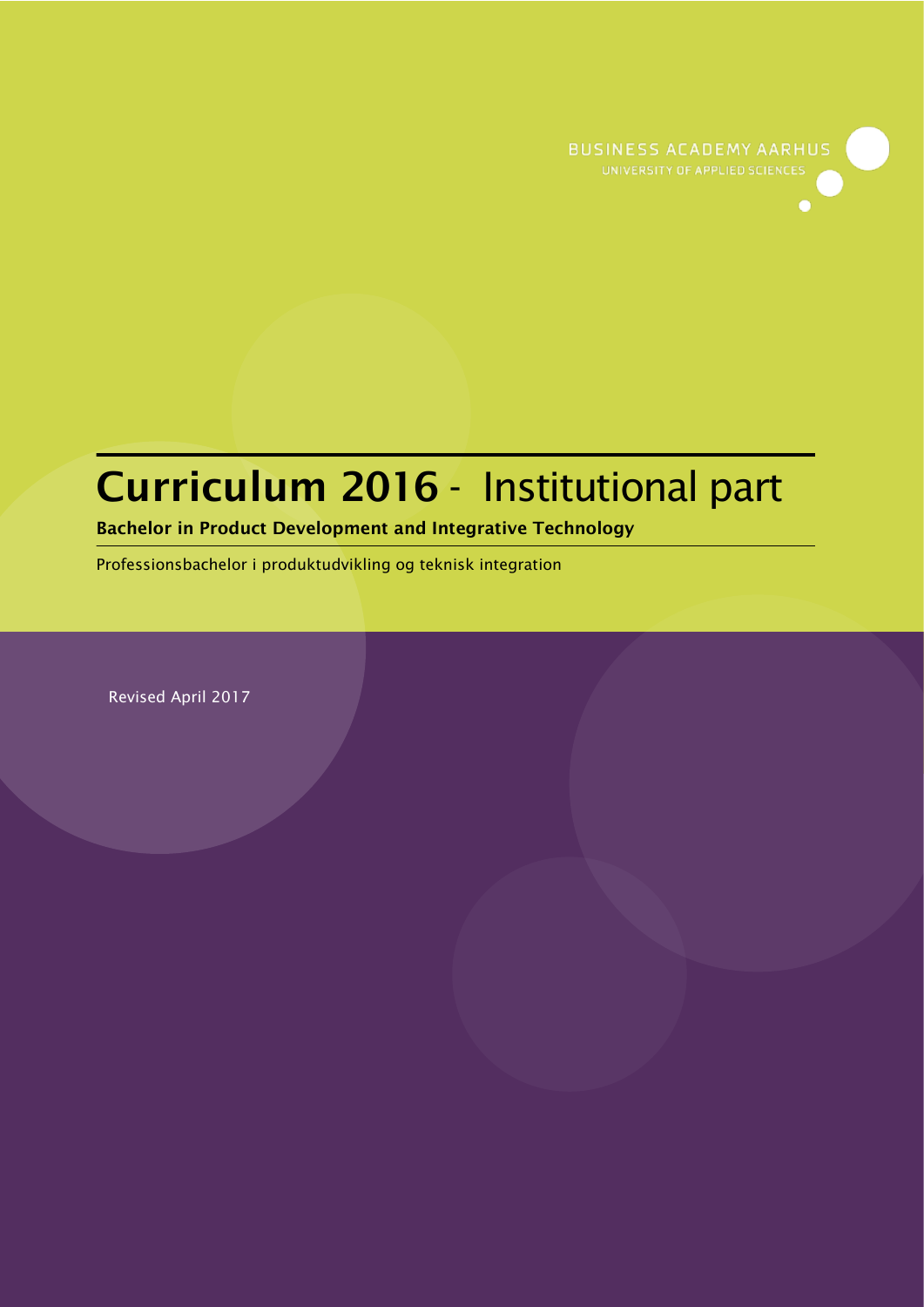BUSINESS ACADEMY AARHUS

UNIVERSITY OF APPLIED SCIENCES

# **Curriculum 2016** - Institutional part

**Bachelor in Product Development and Integrative Technology**

Professionsbachelor i produktudvikling og teknisk integration

Revised April 2017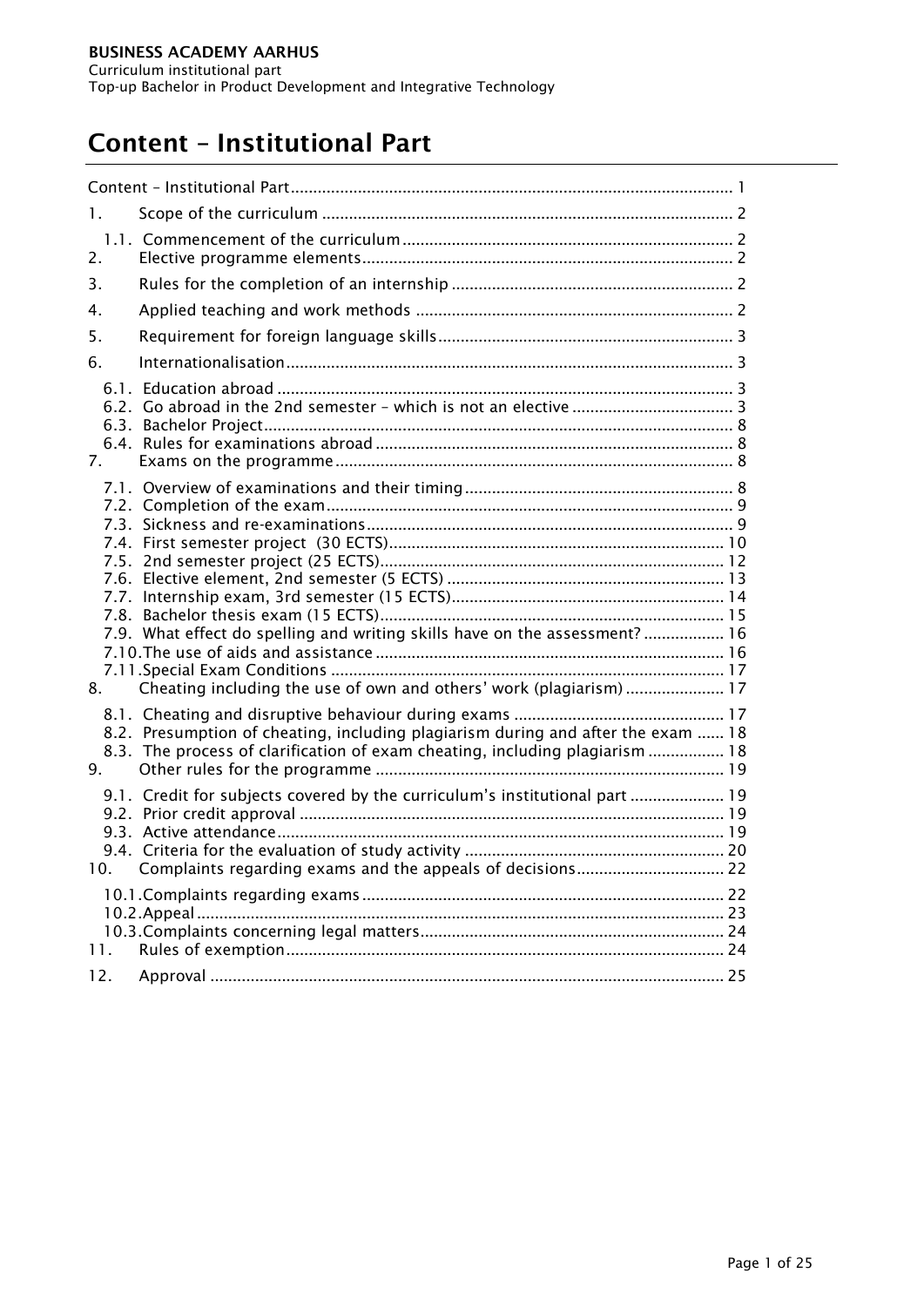# Content – Institutional Part

- Content – Institutional Part .................................................................................................. 1
- 1. Scope of the curriculum ........................................................................................... 2
  - 1.1. Commencement of the curriculum ......................................................................... 2
- 2. Elective programme elements .................................................................................. 2
- 3. Rules for the completion of an internship .............................................................. 2
- 4. Applied teaching and work methods ...................................................................... 2
- 5. Requirement for foreign language skills ................................................................. 3
- 6. Internationalisation ................................................................................................... 3
  - 6.1. Education abroad .................................................................................................... 3
  - 6.2. Go abroad in the 2nd semester – which is not an elective .................................... 3
  - 6.3. Bachelor Project ...................................................................................................... 8
  - 6.4. Rules for examinations abroad ............................................................................... 8
- 7. Exams on the programme ........................................................................................ 8
  - 7.1. Overview of examinations and their timing ........................................................... 8
  - 7.2. Completion of the exam .......................................................................................... 9
  - 7.3. Sickness and re-examinations ................................................................................. 9
  - 7.4. First semester project (30 ECTS) ........................................................................... 10
  - 7.5. 2nd semester project (25 ECTS) ............................................................................. 12
  - 7.6. Elective element, 2nd semester (5 ECTS) ............................................................. 13
  - 7.7. Internship exam, 3rd semester (15 ECTS) ............................................................. 14
  - 7.8. Bachelor thesis exam (15 ECTS) ............................................................................ 15
  - 7.9. What effect do spelling and writing skills have on the assessment? ................. 16
  - 7.10. The use of aids and assistance ............................................................................ 16
  - 7.11. Special Exam Conditions ...................................................................................... 17
- 8. Cheating including the use of own and others' work (plagiarism) ...................... 17
  - 8.1. Cheating and disruptive behaviour during exams ............................................... 17
  - 8.2. Presumption of cheating, including plagiarism during and after the exam ...... 18
  - 8.3. The process of clarification of exam cheating, including plagiarism ................. 18
- 9. Other rules for the programme ............................................................................. 19
  - 9.1. Credit for subjects covered by the curriculum's institutional part ..................... 19
  - 9.2. Prior credit approval .............................................................................................. 19
  - 9.3. Active attendance ................................................................................................... 19
  - 9.4. Criteria for the evaluation of study activity .......................................................... 20
- 10. Complaints regarding exams and the appeals of decisions ................................. 22
  - 10.1. Complaints regarding exams ............................................................................... 22
  - 10.2. Appeal ................................................................................................................... 23
  - 10.3. Complaints concerning legal matters .................................................................. 24
- 11. Rules of exemption ................................................................................................ 24
- 12. Approval ................................................................................................................. 25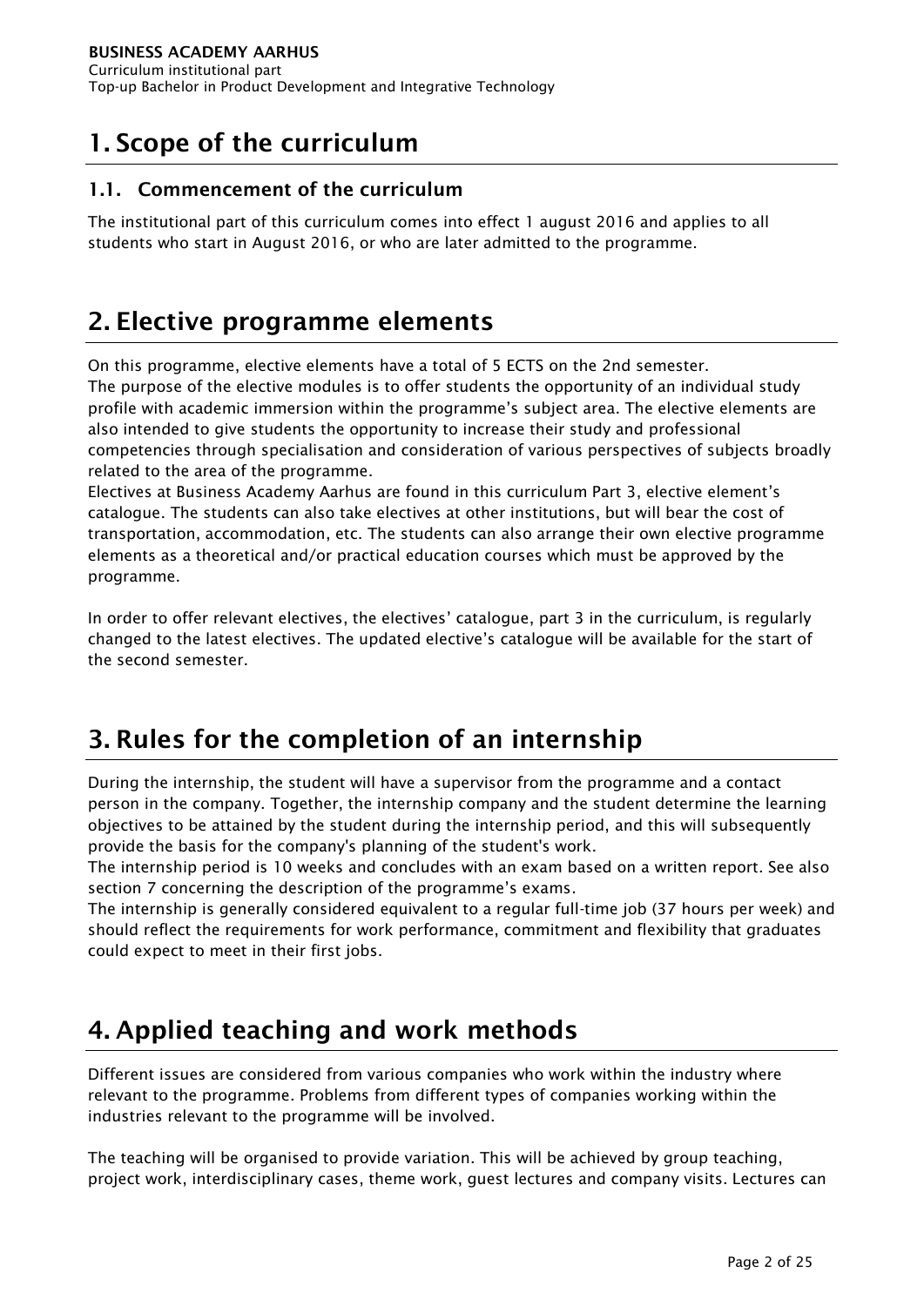# 1. Scope of the curriculum

## 1.1. Commencement of the curriculum

The institutional part of this curriculum comes into effect 1 august 2016 and applies to all students who start in August 2016, or who are later admitted to the programme.

# 2. Elective programme elements

On this programme, elective elements have a total of 5 ECTS on the 2nd semester.
The purpose of the elective modules is to offer students the opportunity of an individual study profile with academic immersion within the programme's subject area. The elective elements are also intended to give students the opportunity to increase their study and professional competencies through specialisation and consideration of various perspectives of subjects broadly related to the area of the programme.
Electives at Business Academy Aarhus are found in this curriculum Part 3, elective element's catalogue. The students can also take electives at other institutions, but will bear the cost of transportation, accommodation, etc. The students can also arrange their own elective programme elements as a theoretical and/or practical education courses which must be approved by the programme.

In order to offer relevant electives, the electives' catalogue, part 3 in the curriculum, is regularly changed to the latest electives. The updated elective's catalogue will be available for the start of the second semester.

# 3. Rules for the completion of an internship

During the internship, the student will have a supervisor from the programme and a contact person in the company. Together, the internship company and the student determine the learning objectives to be attained by the student during the internship period, and this will subsequently provide the basis for the company's planning of the student's work.
The internship period is 10 weeks and concludes with an exam based on a written report. See also section 7 concerning the description of the programme's exams.
The internship is generally considered equivalent to a regular full-time job (37 hours per week) and should reflect the requirements for work performance, commitment and flexibility that graduates could expect to meet in their first jobs.

# 4. Applied teaching and work methods

Different issues are considered from various companies who work within the industry where relevant to the programme. Problems from different types of companies working within the industries relevant to the programme will be involved.

The teaching will be organised to provide variation. This will be achieved by group teaching, project work, interdisciplinary cases, theme work, guest lectures and company visits. Lectures can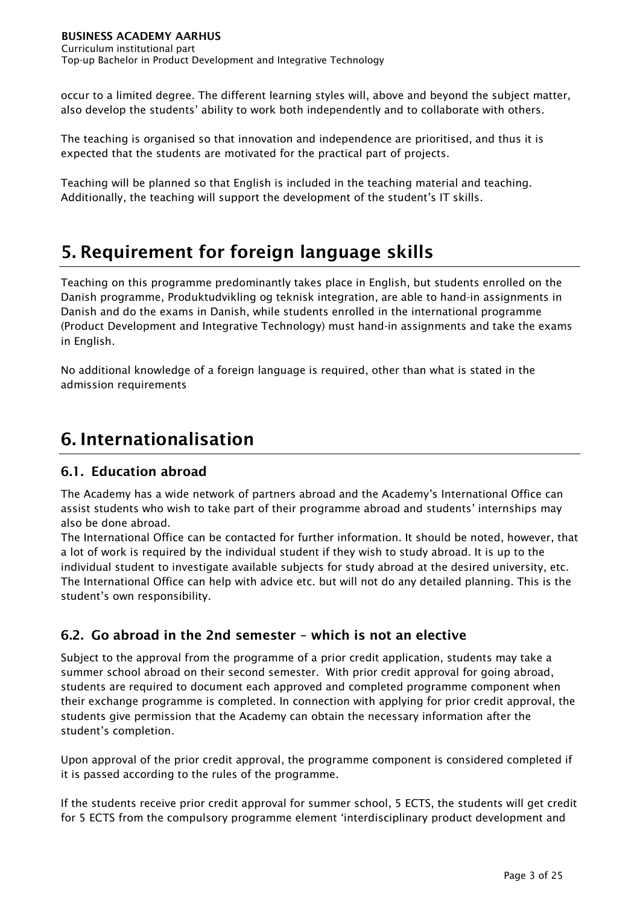occur to a limited degree. The different learning styles will, above and beyond the subject matter, also develop the students' ability to work both independently and to collaborate with others.

The teaching is organised so that innovation and independence are prioritised, and thus it is expected that the students are motivated for the practical part of projects.

Teaching will be planned so that English is included in the teaching material and teaching. Additionally, the teaching will support the development of the student's IT skills.

# 5. Requirement for foreign language skills

Teaching on this programme predominantly takes place in English, but students enrolled on the Danish programme, Produktudvikling og teknisk integration, are able to hand-in assignments in Danish and do the exams in Danish, while students enrolled in the international programme (Product Development and Integrative Technology) must hand-in assignments and take the exams in English.

No additional knowledge of a foreign language is required, other than what is stated in the admission requirements

# 6. Internationalisation

## 6.1. Education abroad

The Academy has a wide network of partners abroad and the Academy's International Office can assist students who wish to take part of their programme abroad and students' internships may also be done abroad.
The International Office can be contacted for further information. It should be noted, however, that a lot of work is required by the individual student if they wish to study abroad. It is up to the individual student to investigate available subjects for study abroad at the desired university, etc. The International Office can help with advice etc. but will not do any detailed planning. This is the student's own responsibility.

## 6.2. Go abroad in the 2nd semester – which is not an elective

Subject to the approval from the programme of a prior credit application, students may take a summer school abroad on their second semester. With prior credit approval for going abroad, students are required to document each approved and completed programme component when their exchange programme is completed. In connection with applying for prior credit approval, the students give permission that the Academy can obtain the necessary information after the student's completion.

Upon approval of the prior credit approval, the programme component is considered completed if it is passed according to the rules of the programme.

If the students receive prior credit approval for summer school, 5 ECTS, the students will get credit for 5 ECTS from the compulsory programme element 'interdisciplinary product development and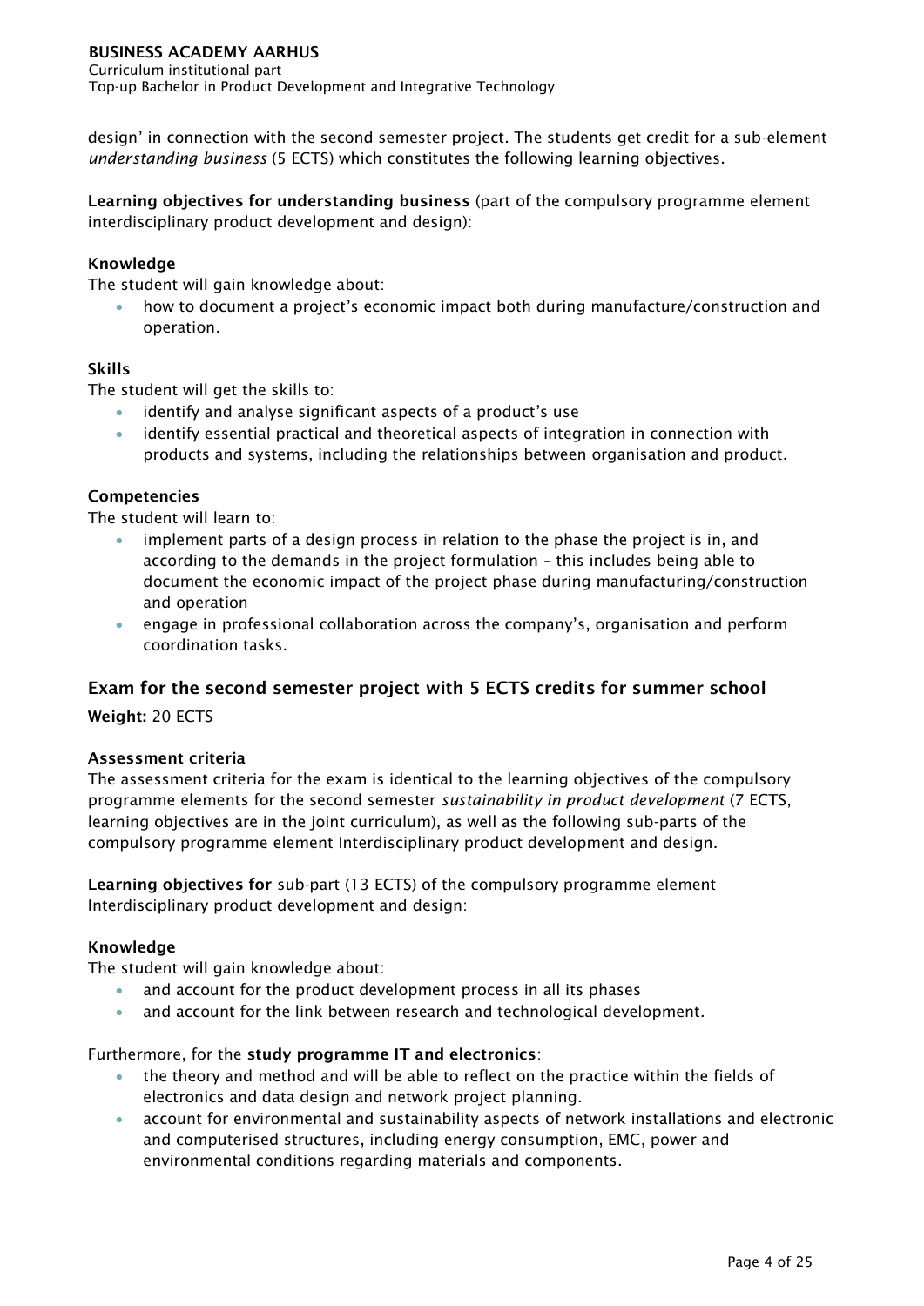design' in connection with the second semester project. The students get credit for a sub-element *understanding business* (5 ECTS) which constitutes the following learning objectives.

**Learning objectives for understanding business** (part of the compulsory programme element interdisciplinary product development and design):

**Knowledge**

The student will gain knowledge about:

- how to document a project's economic impact both during manufacture/construction and operation.

**Skills**

The student will get the skills to:

- identify and analyse significant aspects of a product's use
- identify essential practical and theoretical aspects of integration in connection with products and systems, including the relationships between organisation and product.

**Competencies**

The student will learn to:

- implement parts of a design process in relation to the phase the project is in, and according to the demands in the project formulation – this includes being able to document the economic impact of the project phase during manufacturing/construction and operation
- engage in professional collaboration across the company's, organisation and perform coordination tasks.

## Exam for the second semester project with 5 ECTS credits for summer school

**Weight:** 20 ECTS

**Assessment criteria**

The assessment criteria for the exam is identical to the learning objectives of the compulsory programme elements for the second semester *sustainability in product development* (7 ECTS, learning objectives are in the joint curriculum), as well as the following sub-parts of the compulsory programme element Interdisciplinary product development and design.

**Learning objectives for** sub-part (13 ECTS) of the compulsory programme element Interdisciplinary product development and design:

**Knowledge**

The student will gain knowledge about:

- and account for the product development process in all its phases
- and account for the link between research and technological development.

Furthermore, for the **study programme IT and electronics**:

- the theory and method and will be able to reflect on the practice within the fields of electronics and data design and network project planning.
- account for environmental and sustainability aspects of network installations and electronic and computerised structures, including energy consumption, EMC, power and environmental conditions regarding materials and components.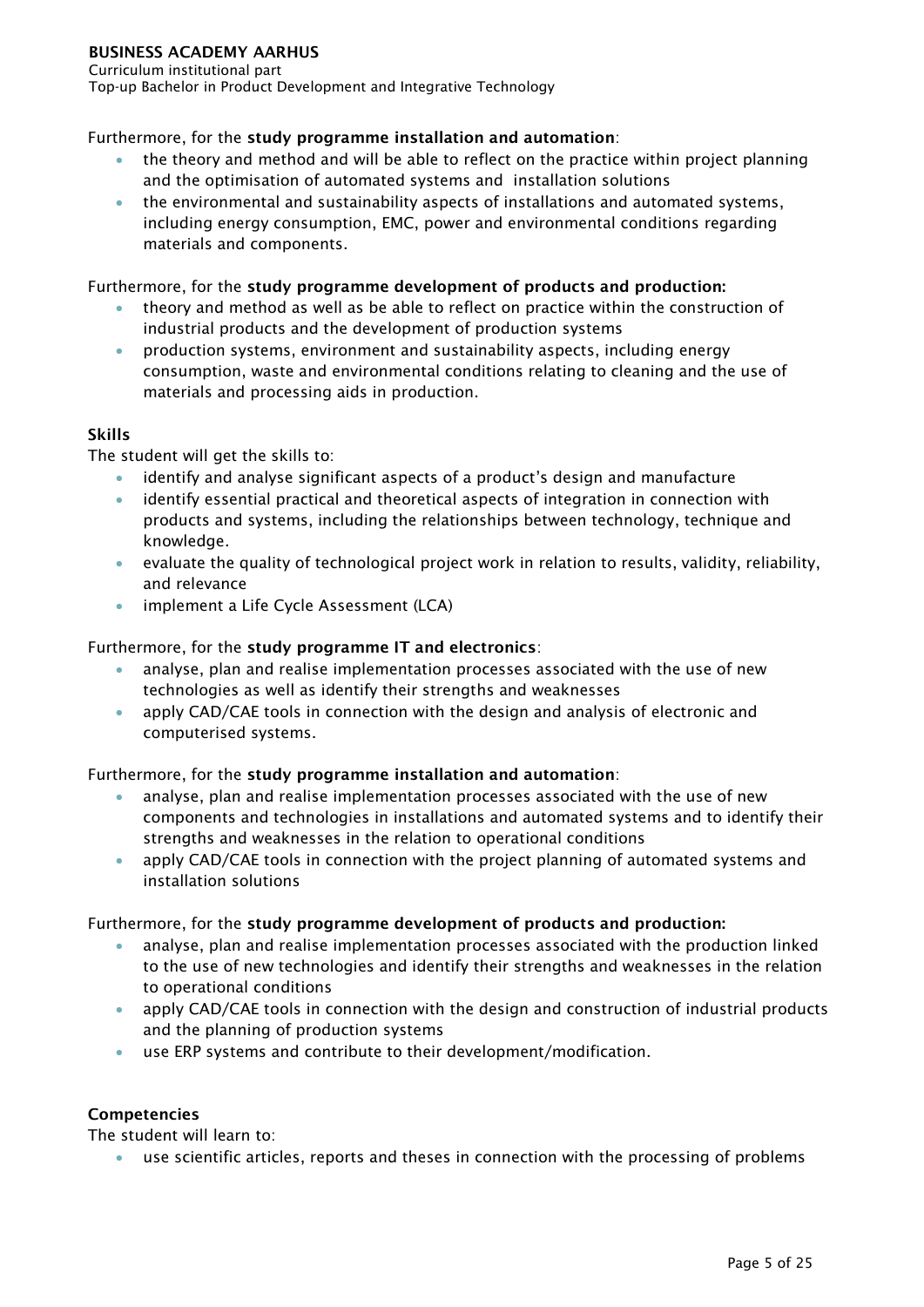Furthermore, for the **study programme installation and automation**:

- the theory and method and will be able to reflect on the practice within project planning and the optimisation of automated systems and installation solutions
- the environmental and sustainability aspects of installations and automated systems, including energy consumption, EMC, power and environmental conditions regarding materials and components.

Furthermore, for the **study programme development of products and production:**

- theory and method as well as be able to reflect on practice within the construction of industrial products and the development of production systems
- production systems, environment and sustainability aspects, including energy consumption, waste and environmental conditions relating to cleaning and the use of materials and processing aids in production.

**Skills**

The student will get the skills to:

- identify and analyse significant aspects of a product's design and manufacture
- identify essential practical and theoretical aspects of integration in connection with products and systems, including the relationships between technology, technique and knowledge.
- evaluate the quality of technological project work in relation to results, validity, reliability, and relevance
- implement a Life Cycle Assessment (LCA)

Furthermore, for the **study programme IT and electronics**:

- analyse, plan and realise implementation processes associated with the use of new technologies as well as identify their strengths and weaknesses
- apply CAD/CAE tools in connection with the design and analysis of electronic and computerised systems.

Furthermore, for the **study programme installation and automation**:

- analyse, plan and realise implementation processes associated with the use of new components and technologies in installations and automated systems and to identify their strengths and weaknesses in the relation to operational conditions
- apply CAD/CAE tools in connection with the project planning of automated systems and installation solutions

Furthermore, for the **study programme development of products and production:**

- analyse, plan and realise implementation processes associated with the production linked to the use of new technologies and identify their strengths and weaknesses in the relation to operational conditions
- apply CAD/CAE tools in connection with the design and construction of industrial products and the planning of production systems
- use ERP systems and contribute to their development/modification.

**Competencies**

The student will learn to:

- use scientific articles, reports and theses in connection with the processing of problems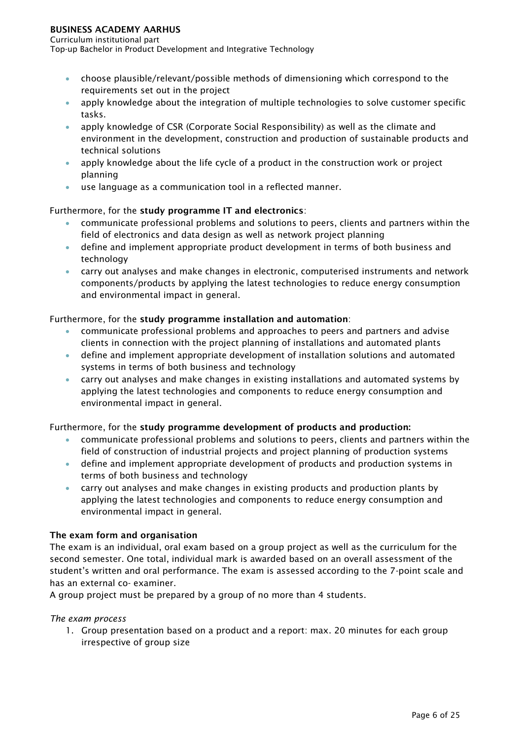- choose plausible/relevant/possible methods of dimensioning which correspond to the requirements set out in the project
- apply knowledge about the integration of multiple technologies to solve customer specific tasks.
- apply knowledge of CSR (Corporate Social Responsibility) as well as the climate and environment in the development, construction and production of sustainable products and technical solutions
- apply knowledge about the life cycle of a product in the construction work or project planning
- use language as a communication tool in a reflected manner.

Furthermore, for the **study programme IT and electronics**:

- communicate professional problems and solutions to peers, clients and partners within the field of electronics and data design as well as network project planning
- define and implement appropriate product development in terms of both business and technology
- carry out analyses and make changes in electronic, computerised instruments and network components/products by applying the latest technologies to reduce energy consumption and environmental impact in general.

Furthermore, for the **study programme installation and automation**:

- communicate professional problems and approaches to peers and partners and advise clients in connection with the project planning of installations and automated plants
- define and implement appropriate development of installation solutions and automated systems in terms of both business and technology
- carry out analyses and make changes in existing installations and automated systems by applying the latest technologies and components to reduce energy consumption and environmental impact in general.

Furthermore, for the **study programme development of products and production:**

- communicate professional problems and solutions to peers, clients and partners within the field of construction of industrial projects and project planning of production systems
- define and implement appropriate development of products and production systems in terms of both business and technology
- carry out analyses and make changes in existing products and production plants by applying the latest technologies and components to reduce energy consumption and environmental impact in general.

**The exam form and organisation**

The exam is an individual, oral exam based on a group project as well as the curriculum for the second semester. One total, individual mark is awarded based on an overall assessment of the student's written and oral performance. The exam is assessed according to the 7-point scale and has an external co- examiner.

A group project must be prepared by a group of no more than 4 students.

*The exam process*

1. Group presentation based on a product and a report: max. 20 minutes for each group irrespective of group size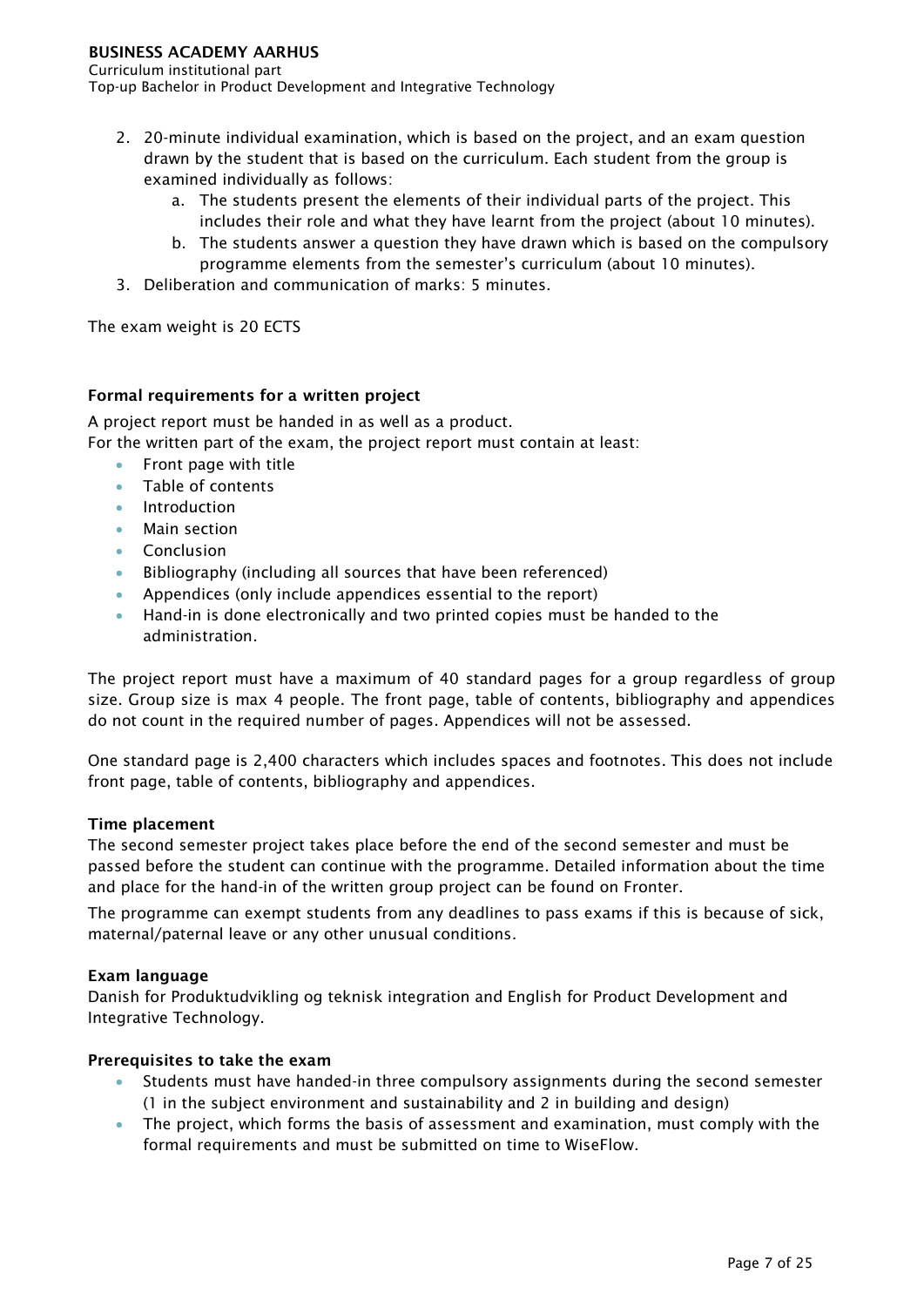2. 20-minute individual examination, which is based on the project, and an exam question drawn by the student that is based on the curriculum. Each student from the group is examined individually as follows:
    a. The students present the elements of their individual parts of the project. This includes their role and what they have learnt from the project (about 10 minutes).
    b. The students answer a question they have drawn which is based on the compulsory programme elements from the semester's curriculum (about 10 minutes).
3. Deliberation and communication of marks: 5 minutes.

The exam weight is 20 ECTS

**Formal requirements for a written project**

A project report must be handed in as well as a product.
For the written part of the exam, the project report must contain at least:

- Front page with title
- Table of contents
- Introduction
- Main section
- Conclusion
- Bibliography (including all sources that have been referenced)
- Appendices (only include appendices essential to the report)
- Hand-in is done electronically and two printed copies must be handed to the administration.

The project report must have a maximum of 40 standard pages for a group regardless of group size. Group size is max 4 people. The front page, table of contents, bibliography and appendices do not count in the required number of pages. Appendices will not be assessed.

One standard page is 2,400 characters which includes spaces and footnotes. This does not include front page, table of contents, bibliography and appendices.

**Time placement**

The second semester project takes place before the end of the second semester and must be passed before the student can continue with the programme. Detailed information about the time and place for the hand-in of the written group project can be found on Fronter.

The programme can exempt students from any deadlines to pass exams if this is because of sick, maternal/paternal leave or any other unusual conditions.

**Exam language**

Danish for Produktudvikling og teknisk integration and English for Product Development and Integrative Technology.

**Prerequisites to take the exam**

- Students must have handed-in three compulsory assignments during the second semester (1 in the subject environment and sustainability and 2 in building and design)
- The project, which forms the basis of assessment and examination, must comply with the formal requirements and must be submitted on time to WiseFlow.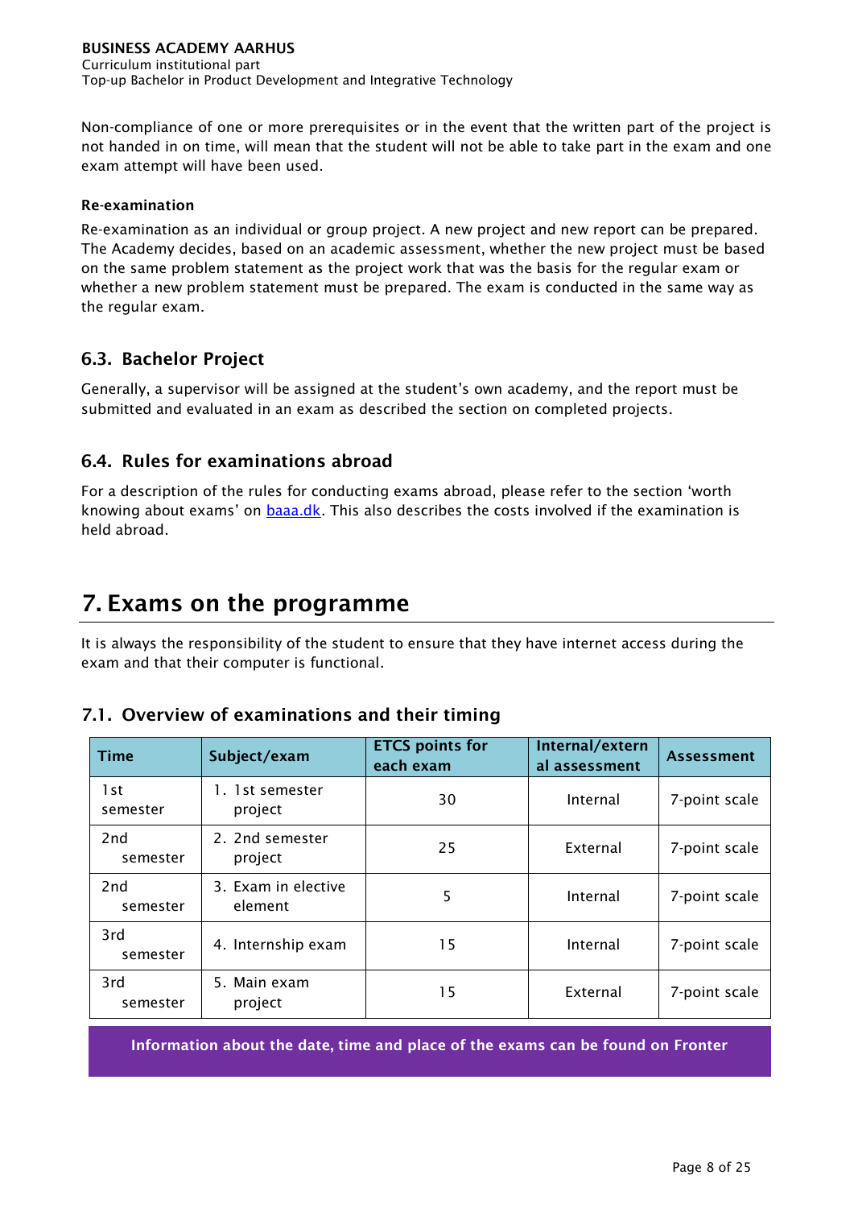Non-compliance of one or more prerequisites or in the event that the written part of the project is not handed in on time, will mean that the student will not be able to take part in the exam and one exam attempt will have been used.

**Re-examination**

Re-examination as an individual or group project. A new project and new report can be prepared. The Academy decides, based on an academic assessment, whether the new project must be based on the same problem statement as the project work that was the basis for the regular exam or whether a new problem statement must be prepared. The exam is conducted in the same way as the regular exam.

## 6.3. Bachelor Project

Generally, a supervisor will be assigned at the student's own academy, and the report must be submitted and evaluated in an exam as described the section on completed projects.

## 6.4. Rules for examinations abroad

For a description of the rules for conducting exams abroad, please refer to the section 'worth knowing about exams' on [baaa.dk](baaa.dk). This also describes the costs involved if the examination is held abroad.

# 7. Exams on the programme

It is always the responsibility of the student to ensure that they have internet access during the exam and that their computer is functional.

## 7.1. Overview of examinations and their timing

| Time | Subject/exam | ETCS points for each exam | Internal/external assessment | Assessment |
|---|---|---|---|---|
| 1st semester | 1. 1st semester project | 30 | Internal | 7-point scale |
| 2nd semester | 2. 2nd semester project | 25 | External | 7-point scale |
| 2nd semester | 3. Exam in elective element | 5 | Internal | 7-point scale |
| 3rd semester | 4. Internship exam | 15 | Internal | 7-point scale |
| 3rd semester | 5. Main exam project | 15 | External | 7-point scale |

**Information about the date, time and place of the exams can be found on Fronter**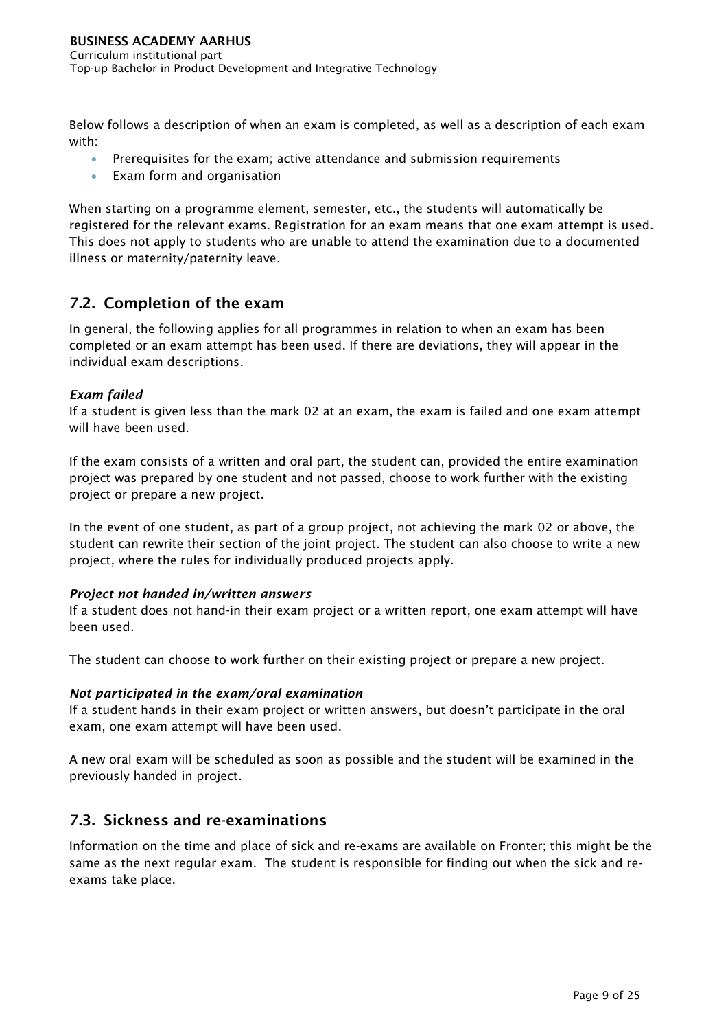Below follows a description of when an exam is completed, as well as a description of each exam with:

- Prerequisites for the exam; active attendance and submission requirements
- Exam form and organisation

When starting on a programme element, semester, etc., the students will automatically be registered for the relevant exams. Registration for an exam means that one exam attempt is used. This does not apply to students who are unable to attend the examination due to a documented illness or maternity/paternity leave.

## 7.2. Completion of the exam

In general, the following applies for all programmes in relation to when an exam has been completed or an exam attempt has been used. If there are deviations, they will appear in the individual exam descriptions.

***Exam failed***
If a student is given less than the mark 02 at an exam, the exam is failed and one exam attempt will have been used.

If the exam consists of a written and oral part, the student can, provided the entire examination project was prepared by one student and not passed, choose to work further with the existing project or prepare a new project.

In the event of one student, as part of a group project, not achieving the mark 02 or above, the student can rewrite their section of the joint project. The student can also choose to write a new project, where the rules for individually produced projects apply.

***Project not handed in/written answers***
If a student does not hand-in their exam project or a written report, one exam attempt will have been used.

The student can choose to work further on their existing project or prepare a new project.

***Not participated in the exam/oral examination***
If a student hands in their exam project or written answers, but doesn't participate in the oral exam, one exam attempt will have been used.

A new oral exam will be scheduled as soon as possible and the student will be examined in the previously handed in project.

## 7.3. Sickness and re-examinations

Information on the time and place of sick and re-exams are available on Fronter; this might be the same as the next regular exam. The student is responsible for finding out when the sick and re-exams take place.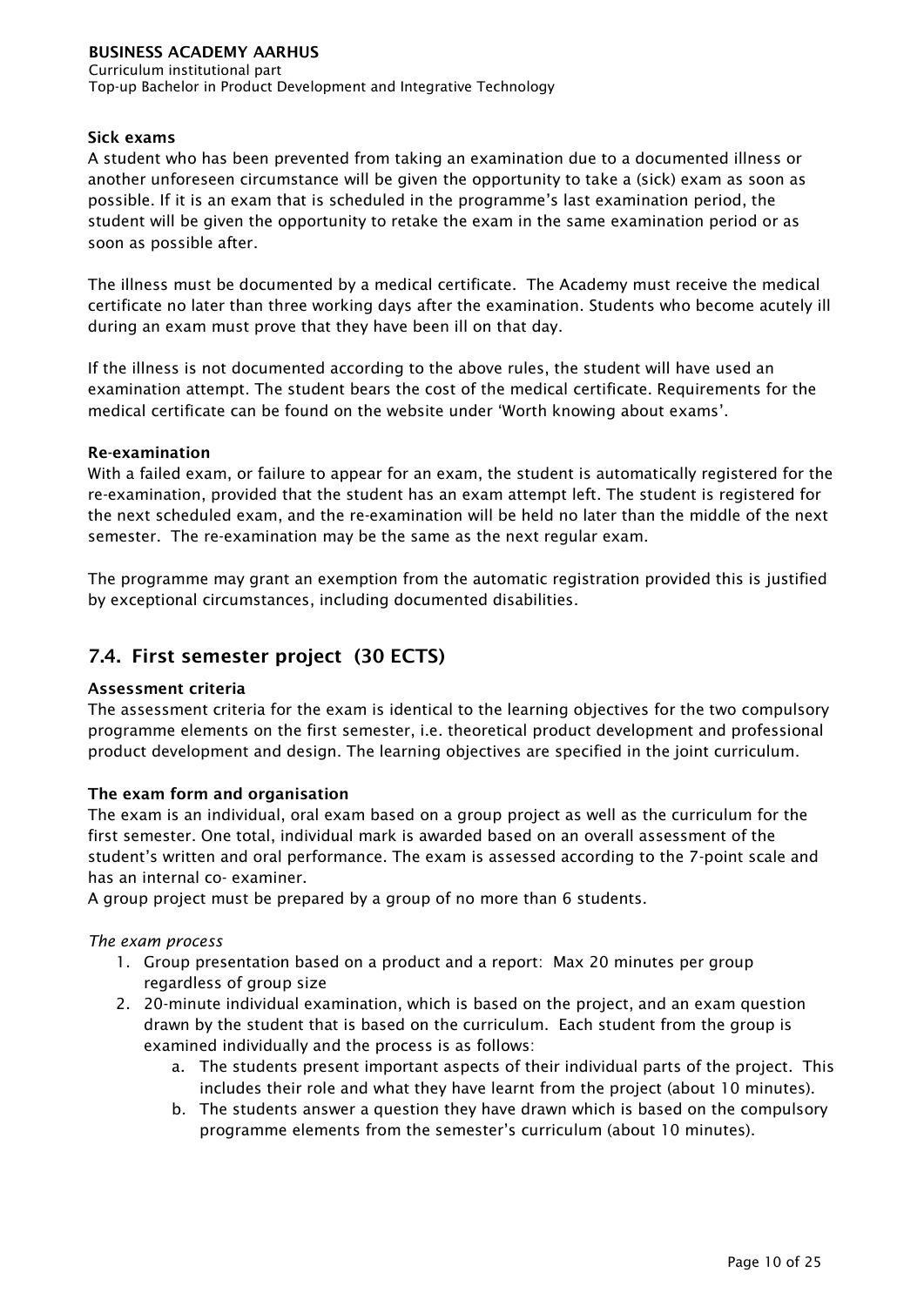#### Sick exams

A student who has been prevented from taking an examination due to a documented illness or another unforeseen circumstance will be given the opportunity to take a (sick) exam as soon as possible. If it is an exam that is scheduled in the programme's last examination period, the student will be given the opportunity to retake the exam in the same examination period or as soon as possible after.

The illness must be documented by a medical certificate. The Academy must receive the medical certificate no later than three working days after the examination. Students who become acutely ill during an exam must prove that they have been ill on that day.

If the illness is not documented according to the above rules, the student will have used an examination attempt. The student bears the cost of the medical certificate. Requirements for the medical certificate can be found on the website under 'Worth knowing about exams'.

#### Re-examination

With a failed exam, or failure to appear for an exam, the student is automatically registered for the re-examination, provided that the student has an exam attempt left. The student is registered for the next scheduled exam, and the re-examination will be held no later than the middle of the next semester. The re-examination may be the same as the next regular exam.

The programme may grant an exemption from the automatic registration provided this is justified by exceptional circumstances, including documented disabilities.

## 7.4. First semester project (30 ECTS)

#### Assessment criteria

The assessment criteria for the exam is identical to the learning objectives for the two compulsory programme elements on the first semester, i.e. theoretical product development and professional product development and design. The learning objectives are specified in the joint curriculum.

#### The exam form and organisation

The exam is an individual, oral exam based on a group project as well as the curriculum for the first semester. One total, individual mark is awarded based on an overall assessment of the student's written and oral performance. The exam is assessed according to the 7-point scale and has an internal co- examiner.

A group project must be prepared by a group of no more than 6 students.

*The exam process*

1. Group presentation based on a product and a report: Max 20 minutes per group regardless of group size
2. 20-minute individual examination, which is based on the project, and an exam question drawn by the student that is based on the curriculum. Each student from the group is examined individually and the process is as follows:
    a. The students present important aspects of their individual parts of the project. This includes their role and what they have learnt from the project (about 10 minutes).
    b. The students answer a question they have drawn which is based on the compulsory programme elements from the semester's curriculum (about 10 minutes).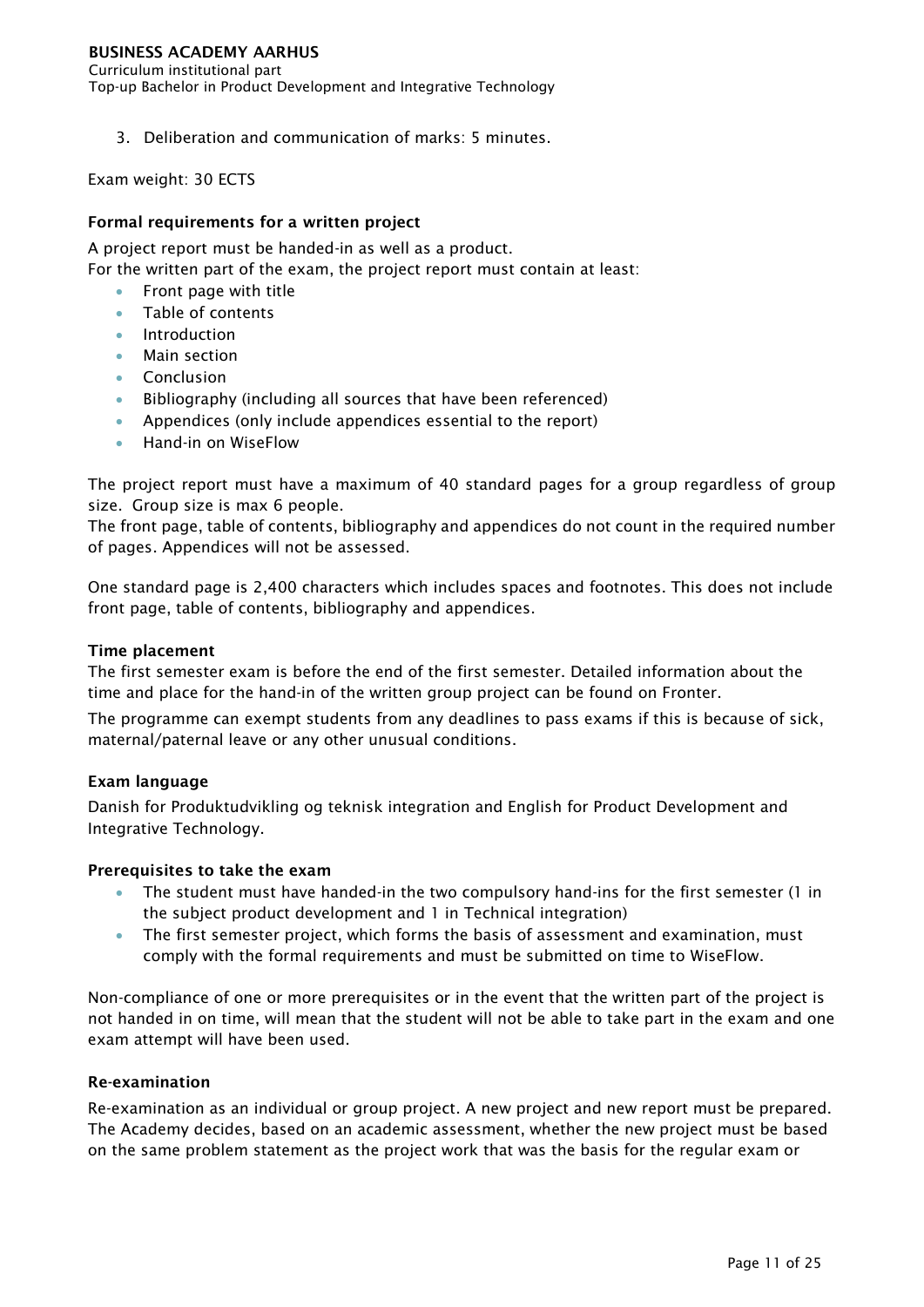3. Deliberation and communication of marks: 5 minutes.

Exam weight: 30 ECTS

**Formal requirements for a written project**

A project report must be handed-in as well as a product.
For the written part of the exam, the project report must contain at least:

- Front page with title
- Table of contents
- Introduction
- Main section
- Conclusion
- Bibliography (including all sources that have been referenced)
- Appendices (only include appendices essential to the report)
- Hand-in on WiseFlow

The project report must have a maximum of 40 standard pages for a group regardless of group size. Group size is max 6 people.
The front page, table of contents, bibliography and appendices do not count in the required number of pages. Appendices will not be assessed.

One standard page is 2,400 characters which includes spaces and footnotes. This does not include front page, table of contents, bibliography and appendices.

**Time placement**

The first semester exam is before the end of the first semester. Detailed information about the time and place for the hand-in of the written group project can be found on Fronter.

The programme can exempt students from any deadlines to pass exams if this is because of sick, maternal/paternal leave or any other unusual conditions.

**Exam language**

Danish for Produktudvikling og teknisk integration and English for Product Development and Integrative Technology.

**Prerequisites to take the exam**

- The student must have handed-in the two compulsory hand-ins for the first semester (1 in the subject product development and 1 in Technical integration)
- The first semester project, which forms the basis of assessment and examination, must comply with the formal requirements and must be submitted on time to WiseFlow.

Non-compliance of one or more prerequisites or in the event that the written part of the project is not handed in on time, will mean that the student will not be able to take part in the exam and one exam attempt will have been used.

**Re-examination**

Re-examination as an individual or group project. A new project and new report must be prepared. The Academy decides, based on an academic assessment, whether the new project must be based on the same problem statement as the project work that was the basis for the regular exam or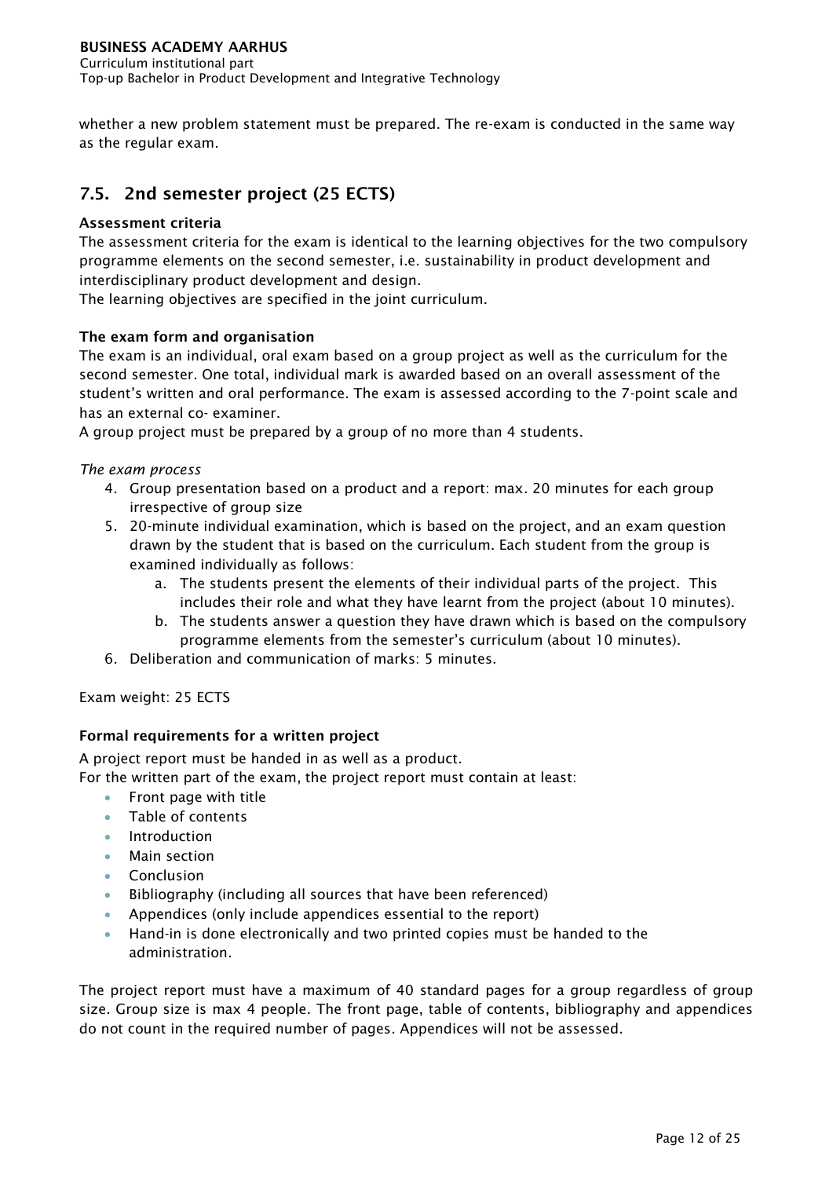whether a new problem statement must be prepared. The re-exam is conducted in the same way as the regular exam.

## 7.5. 2nd semester project (25 ECTS)

**Assessment criteria**

The assessment criteria for the exam is identical to the learning objectives for the two compulsory programme elements on the second semester, i.e. sustainability in product development and interdisciplinary product development and design.

The learning objectives are specified in the joint curriculum.

**The exam form and organisation**

The exam is an individual, oral exam based on a group project as well as the curriculum for the second semester. One total, individual mark is awarded based on an overall assessment of the student's written and oral performance. The exam is assessed according to the 7-point scale and has an external co- examiner.

A group project must be prepared by a group of no more than 4 students.

*The exam process*

4. Group presentation based on a product and a report: max. 20 minutes for each group irrespective of group size
5. 20-minute individual examination, which is based on the project, and an exam question drawn by the student that is based on the curriculum. Each student from the group is examined individually as follows:
    a. The students present the elements of their individual parts of the project. This includes their role and what they have learnt from the project (about 10 minutes).
    b. The students answer a question they have drawn which is based on the compulsory programme elements from the semester's curriculum (about 10 minutes).
6. Deliberation and communication of marks: 5 minutes.

Exam weight: 25 ECTS

**Formal requirements for a written project**

A project report must be handed in as well as a product.

For the written part of the exam, the project report must contain at least:

- Front page with title
- Table of contents
- Introduction
- Main section
- Conclusion
- Bibliography (including all sources that have been referenced)
- Appendices (only include appendices essential to the report)
- Hand-in is done electronically and two printed copies must be handed to the administration.

The project report must have a maximum of 40 standard pages for a group regardless of group size. Group size is max 4 people. The front page, table of contents, bibliography and appendices do not count in the required number of pages. Appendices will not be assessed.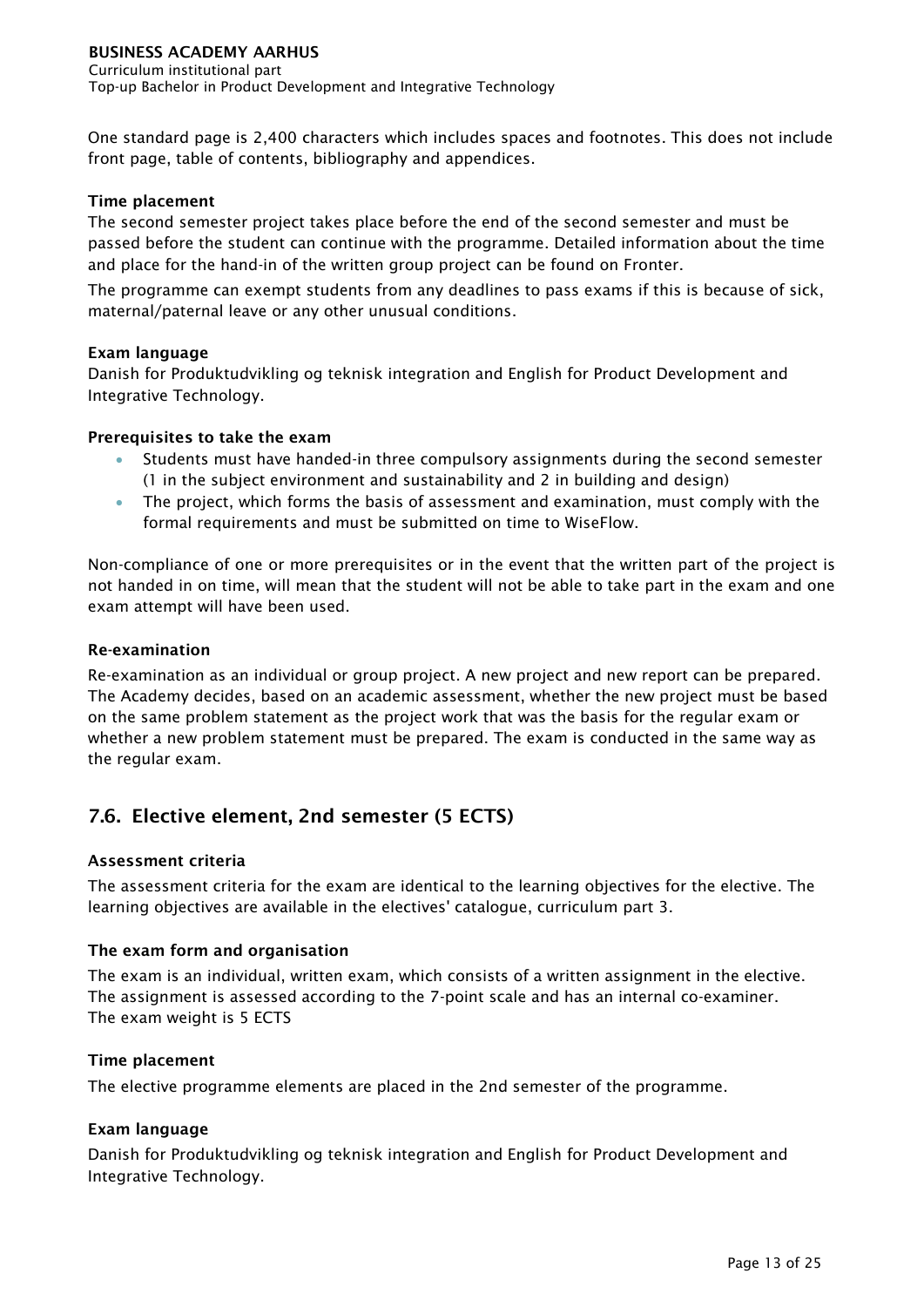One standard page is 2,400 characters which includes spaces and footnotes. This does not include front page, table of contents, bibliography and appendices.

#### Time placement

The second semester project takes place before the end of the second semester and must be passed before the student can continue with the programme. Detailed information about the time and place for the hand-in of the written group project can be found on Fronter.

The programme can exempt students from any deadlines to pass exams if this is because of sick, maternal/paternal leave or any other unusual conditions.

#### Exam language

Danish for Produktudvikling og teknisk integration and English for Product Development and Integrative Technology.

#### Prerequisites to take the exam

- Students must have handed-in three compulsory assignments during the second semester (1 in the subject environment and sustainability and 2 in building and design)
- The project, which forms the basis of assessment and examination, must comply with the formal requirements and must be submitted on time to WiseFlow.

Non-compliance of one or more prerequisites or in the event that the written part of the project is not handed in on time, will mean that the student will not be able to take part in the exam and one exam attempt will have been used.

#### Re-examination

Re-examination as an individual or group project. A new project and new report can be prepared. The Academy decides, based on an academic assessment, whether the new project must be based on the same problem statement as the project work that was the basis for the regular exam or whether a new problem statement must be prepared. The exam is conducted in the same way as the regular exam.

## 7.6. Elective element, 2nd semester (5 ECTS)

#### Assessment criteria

The assessment criteria for the exam are identical to the learning objectives for the elective. The learning objectives are available in the electives' catalogue, curriculum part 3.

#### The exam form and organisation

The exam is an individual, written exam, which consists of a written assignment in the elective. The assignment is assessed according to the 7-point scale and has an internal co-examiner. The exam weight is 5 ECTS

#### Time placement

The elective programme elements are placed in the 2nd semester of the programme.

#### Exam language

Danish for Produktudvikling og teknisk integration and English for Product Development and Integrative Technology.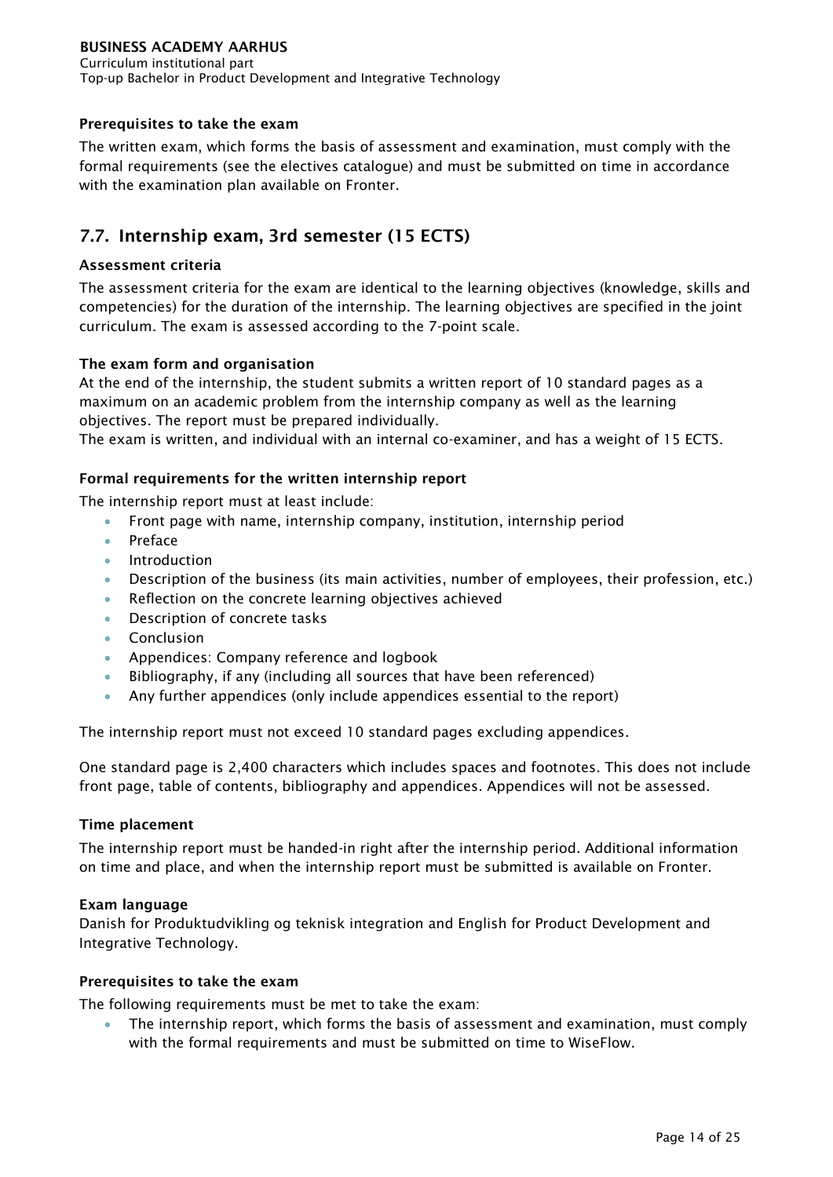#### Prerequisites to take the exam

The written exam, which forms the basis of assessment and examination, must comply with the formal requirements (see the electives catalogue) and must be submitted on time in accordance with the examination plan available on Fronter.

## 7.7. Internship exam, 3rd semester (15 ECTS)

#### Assessment criteria

The assessment criteria for the exam are identical to the learning objectives (knowledge, skills and competencies) for the duration of the internship. The learning objectives are specified in the joint curriculum. The exam is assessed according to the 7-point scale.

#### The exam form and organisation

At the end of the internship, the student submits a written report of 10 standard pages as a maximum on an academic problem from the internship company as well as the learning objectives. The report must be prepared individually.
The exam is written, and individual with an internal co-examiner, and has a weight of 15 ECTS.

#### Formal requirements for the written internship report

The internship report must at least include:

- Front page with name, internship company, institution, internship period
- Preface
- Introduction
- Description of the business (its main activities, number of employees, their profession, etc.)
- Reflection on the concrete learning objectives achieved
- Description of concrete tasks
- Conclusion
- Appendices: Company reference and logbook
- Bibliography, if any (including all sources that have been referenced)
- Any further appendices (only include appendices essential to the report)

The internship report must not exceed 10 standard pages excluding appendices.

One standard page is 2,400 characters which includes spaces and footnotes. This does not include front page, table of contents, bibliography and appendices. Appendices will not be assessed.

#### Time placement

The internship report must be handed-in right after the internship period. Additional information on time and place, and when the internship report must be submitted is available on Fronter.

#### Exam language

Danish for Produktudvikling og teknisk integration and English for Product Development and Integrative Technology.

#### Prerequisites to take the exam

The following requirements must be met to take the exam:

- The internship report, which forms the basis of assessment and examination, must comply with the formal requirements and must be submitted on time to WiseFlow.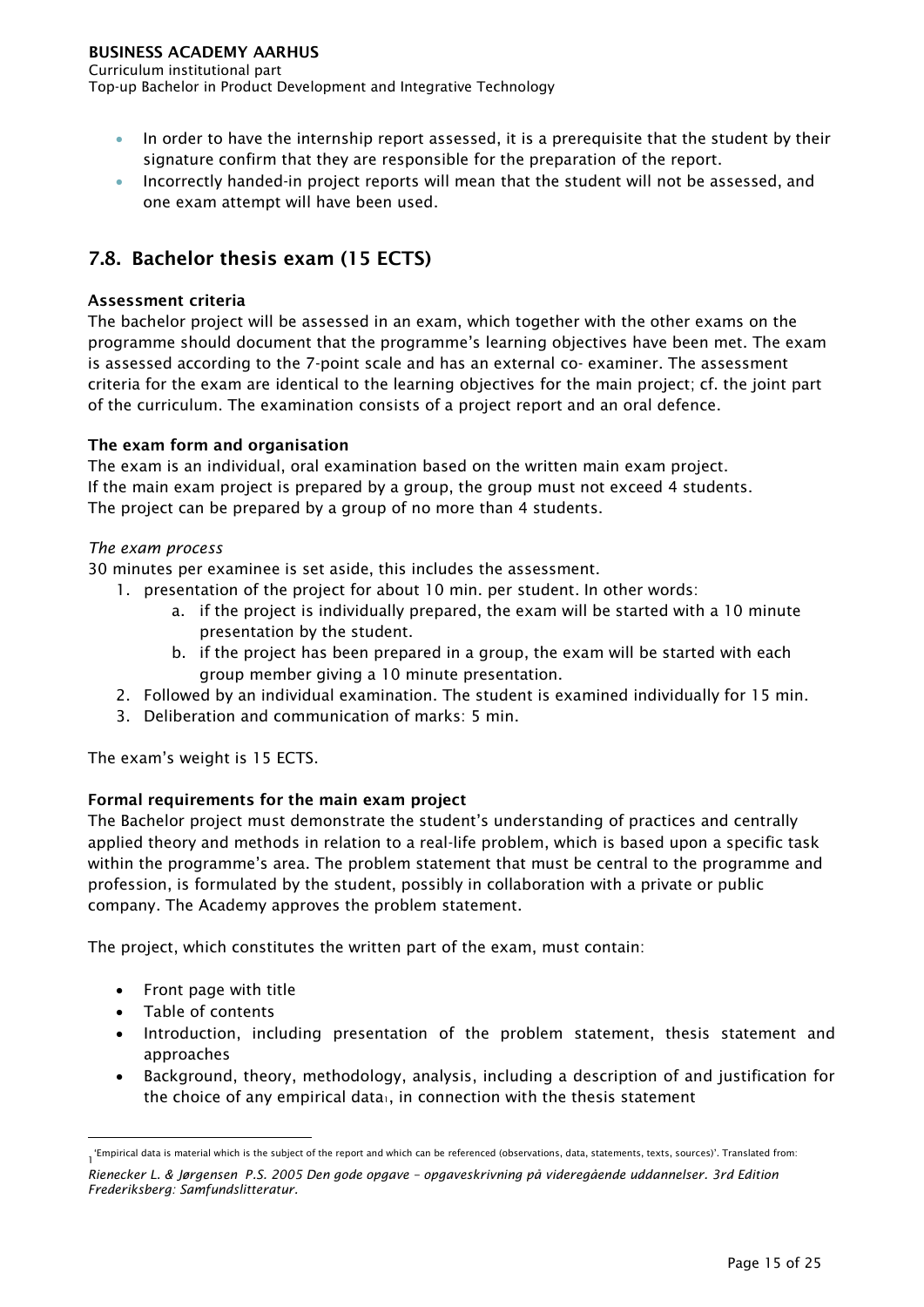- In order to have the internship report assessed, it is a prerequisite that the student by their signature confirm that they are responsible for the preparation of the report.
- Incorrectly handed-in project reports will mean that the student will not be assessed, and one exam attempt will have been used.

## 7.8. Bachelor thesis exam (15 ECTS)

**Assessment criteria**

The bachelor project will be assessed in an exam, which together with the other exams on the programme should document that the programme's learning objectives have been met. The exam is assessed according to the 7-point scale and has an external co- examiner. The assessment criteria for the exam are identical to the learning objectives for the main project; cf. the joint part of the curriculum. The examination consists of a project report and an oral defence.

**The exam form and organisation**

The exam is an individual, oral examination based on the written main exam project.
If the main exam project is prepared by a group, the group must not exceed 4 students.
The project can be prepared by a group of no more than 4 students.

*The exam process*

30 minutes per examinee is set aside, this includes the assessment.

1. presentation of the project for about 10 min. per student. In other words:
   a. if the project is individually prepared, the exam will be started with a 10 minute presentation by the student.
   b. if the project has been prepared in a group, the exam will be started with each group member giving a 10 minute presentation.
2. Followed by an individual examination. The student is examined individually for 15 min.
3. Deliberation and communication of marks: 5 min.

The exam's weight is 15 ECTS.

**Formal requirements for the main exam project**

The Bachelor project must demonstrate the student's understanding of practices and centrally applied theory and methods in relation to a real-life problem, which is based upon a specific task within the programme's area. The problem statement that must be central to the programme and profession, is formulated by the student, possibly in collaboration with a private or public company. The Academy approves the problem statement.

The project, which constitutes the written part of the exam, must contain:

- Front page with title
- Table of contents
- Introduction, including presentation of the problem statement, thesis statement and approaches
- Background, theory, methodology, analysis, including a description of and justification for the choice of any empirical data[1], in connection with the thesis statement

---

[1] 'Empirical data is material which is the subject of the report and which can be referenced (observations, data, statements, texts, sources)'. Translated from: *Rienecker L. & Jørgensen P.S. 2005 Den gode opgave – opgaveskrivning på videregående uddannelser. 3rd Edition Frederiksberg: Samfundslitteratur.*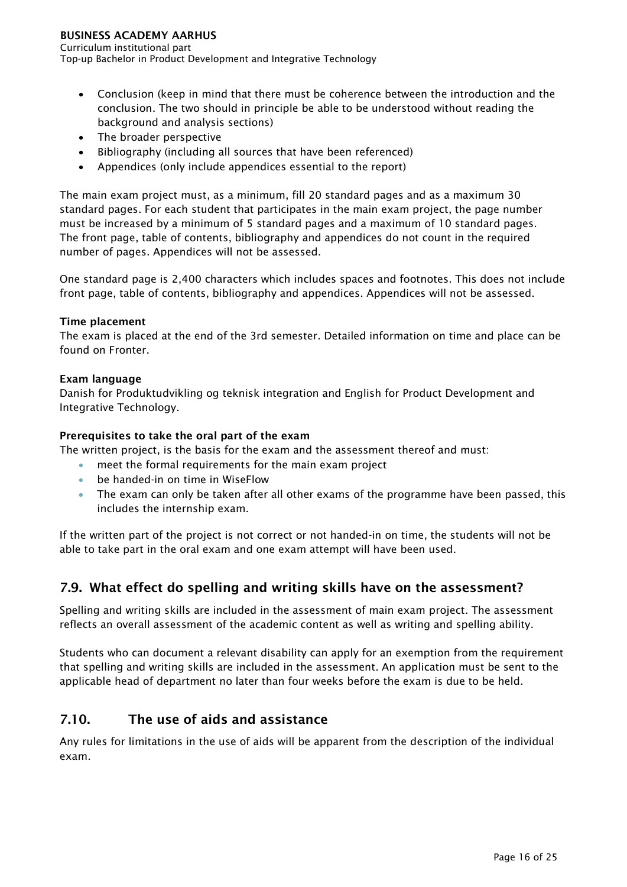- Conclusion (keep in mind that there must be coherence between the introduction and the conclusion. The two should in principle be able to be understood without reading the background and analysis sections)
- The broader perspective
- Bibliography (including all sources that have been referenced)
- Appendices (only include appendices essential to the report)

The main exam project must, as a minimum, fill 20 standard pages and as a maximum 30 standard pages. For each student that participates in the main exam project, the page number must be increased by a minimum of 5 standard pages and a maximum of 10 standard pages. The front page, table of contents, bibliography and appendices do not count in the required number of pages. Appendices will not be assessed.

One standard page is 2,400 characters which includes spaces and footnotes. This does not include front page, table of contents, bibliography and appendices. Appendices will not be assessed.

**Time placement**

The exam is placed at the end of the 3rd semester. Detailed information on time and place can be found on Fronter.

**Exam language**

Danish for Produktudvikling og teknisk integration and English for Product Development and Integrative Technology.

**Prerequisites to take the oral part of the exam**

The written project, is the basis for the exam and the assessment thereof and must:

- meet the formal requirements for the main exam project
- be handed-in on time in WiseFlow
- The exam can only be taken after all other exams of the programme have been passed, this includes the internship exam.

If the written part of the project is not correct or not handed-in on time, the students will not be able to take part in the oral exam and one exam attempt will have been used.

## 7.9. What effect do spelling and writing skills have on the assessment?

Spelling and writing skills are included in the assessment of main exam project. The assessment reflects an overall assessment of the academic content as well as writing and spelling ability.

Students who can document a relevant disability can apply for an exemption from the requirement that spelling and writing skills are included in the assessment. An application must be sent to the applicable head of department no later than four weeks before the exam is due to be held.

## 7.10. The use of aids and assistance

Any rules for limitations in the use of aids will be apparent from the description of the individual exam.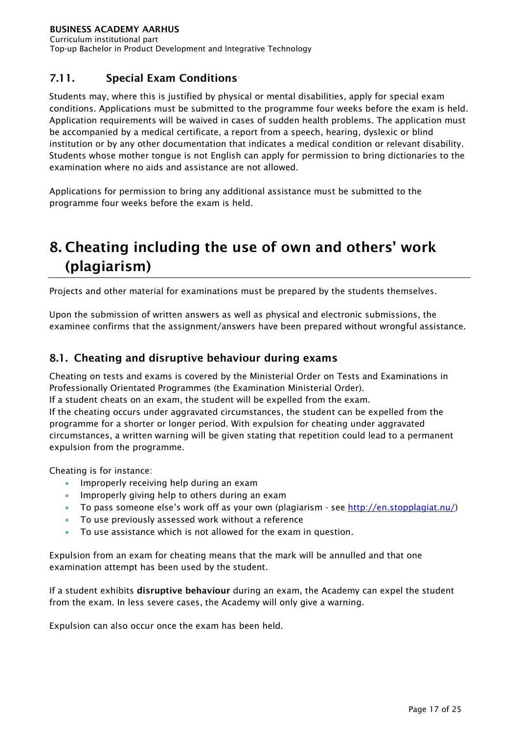### 7.11. Special Exam Conditions

Students may, where this is justified by physical or mental disabilities, apply for special exam conditions. Applications must be submitted to the programme four weeks before the exam is held. Application requirements will be waived in cases of sudden health problems. The application must be accompanied by a medical certificate, a report from a speech, hearing, dyslexic or blind institution or by any other documentation that indicates a medical condition or relevant disability. Students whose mother tongue is not English can apply for permission to bring dictionaries to the examination where no aids and assistance are not allowed.

Applications for permission to bring any additional assistance must be submitted to the programme four weeks before the exam is held.

# 8. Cheating including the use of own and others' work (plagiarism)

Projects and other material for examinations must be prepared by the students themselves.

Upon the submission of written answers as well as physical and electronic submissions, the examinee confirms that the assignment/answers have been prepared without wrongful assistance.

## 8.1. Cheating and disruptive behaviour during exams

Cheating on tests and exams is covered by the Ministerial Order on Tests and Examinations in Professionally Orientated Programmes (the Examination Ministerial Order).
If a student cheats on an exam, the student will be expelled from the exam.
If the cheating occurs under aggravated circumstances, the student can be expelled from the programme for a shorter or longer period. With expulsion for cheating under aggravated circumstances, a written warning will be given stating that repetition could lead to a permanent expulsion from the programme.

Cheating is for instance:

- Improperly receiving help during an exam
- Improperly giving help to others during an exam
- To pass someone else's work off as your own (plagiarism - see [http://en.stopplagiat.nu/](http://en.stopplagiat.nu/))
- To use previously assessed work without a reference
- To use assistance which is not allowed for the exam in question.

Expulsion from an exam for cheating means that the mark will be annulled and that one examination attempt has been used by the student.

If a student exhibits **disruptive behaviour** during an exam, the Academy can expel the student from the exam. In less severe cases, the Academy will only give a warning.

Expulsion can also occur once the exam has been held.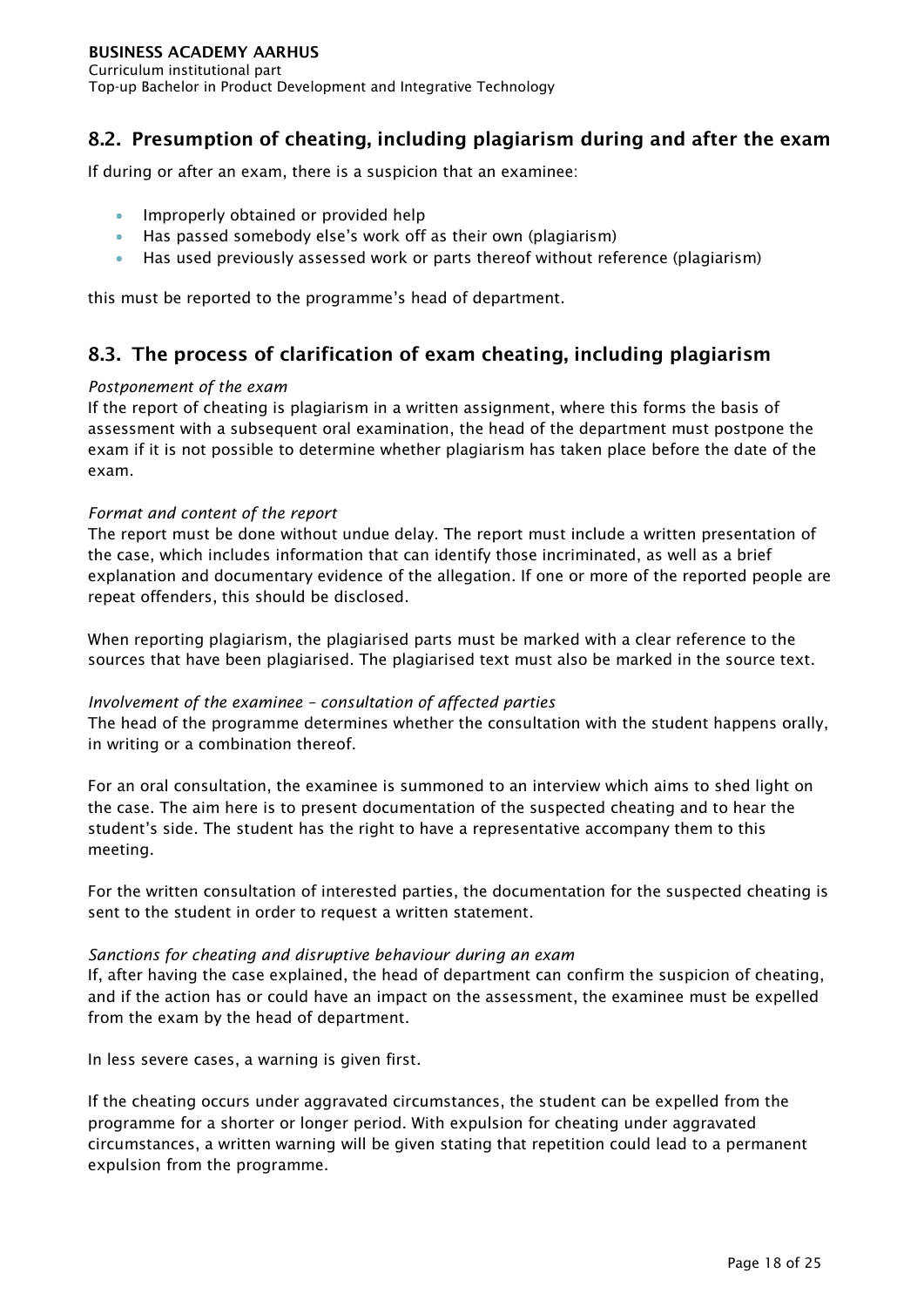## 8.2. Presumption of cheating, including plagiarism during and after the exam

If during or after an exam, there is a suspicion that an examinee:

- Improperly obtained or provided help
- Has passed somebody else's work off as their own (plagiarism)
- Has used previously assessed work or parts thereof without reference (plagiarism)

this must be reported to the programme's head of department.

## 8.3. The process of clarification of exam cheating, including plagiarism

*Postponement of the exam*

If the report of cheating is plagiarism in a written assignment, where this forms the basis of assessment with a subsequent oral examination, the head of the department must postpone the exam if it is not possible to determine whether plagiarism has taken place before the date of the exam.

*Format and content of the report*

The report must be done without undue delay. The report must include a written presentation of the case, which includes information that can identify those incriminated, as well as a brief explanation and documentary evidence of the allegation. If one or more of the reported people are repeat offenders, this should be disclosed.

When reporting plagiarism, the plagiarised parts must be marked with a clear reference to the sources that have been plagiarised. The plagiarised text must also be marked in the source text.

*Involvement of the examinee – consultation of affected parties*

The head of the programme determines whether the consultation with the student happens orally, in writing or a combination thereof.

For an oral consultation, the examinee is summoned to an interview which aims to shed light on the case. The aim here is to present documentation of the suspected cheating and to hear the student's side. The student has the right to have a representative accompany them to this meeting.

For the written consultation of interested parties, the documentation for the suspected cheating is sent to the student in order to request a written statement.

*Sanctions for cheating and disruptive behaviour during an exam*

If, after having the case explained, the head of department can confirm the suspicion of cheating, and if the action has or could have an impact on the assessment, the examinee must be expelled from the exam by the head of department.

In less severe cases, a warning is given first.

If the cheating occurs under aggravated circumstances, the student can be expelled from the programme for a shorter or longer period. With expulsion for cheating under aggravated circumstances, a written warning will be given stating that repetition could lead to a permanent expulsion from the programme.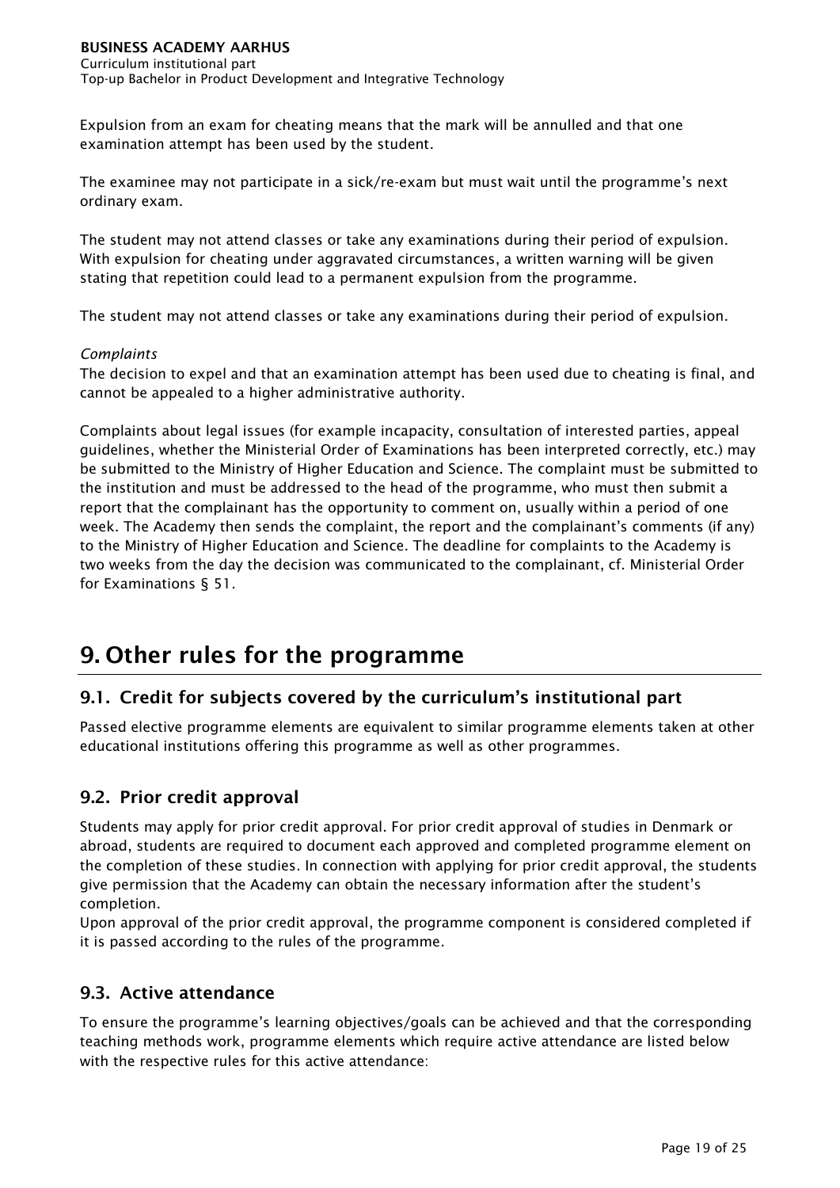Expulsion from an exam for cheating means that the mark will be annulled and that one examination attempt has been used by the student.

The examinee may not participate in a sick/re-exam but must wait until the programme's next ordinary exam.

The student may not attend classes or take any examinations during their period of expulsion. With expulsion for cheating under aggravated circumstances, a written warning will be given stating that repetition could lead to a permanent expulsion from the programme.

The student may not attend classes or take any examinations during their period of expulsion.

*Complaints*

The decision to expel and that an examination attempt has been used due to cheating is final, and cannot be appealed to a higher administrative authority.

Complaints about legal issues (for example incapacity, consultation of interested parties, appeal guidelines, whether the Ministerial Order of Examinations has been interpreted correctly, etc.) may be submitted to the Ministry of Higher Education and Science. The complaint must be submitted to the institution and must be addressed to the head of the programme, who must then submit a report that the complainant has the opportunity to comment on, usually within a period of one week. The Academy then sends the complaint, the report and the complainant's comments (if any) to the Ministry of Higher Education and Science. The deadline for complaints to the Academy is two weeks from the day the decision was communicated to the complainant, cf. Ministerial Order for Examinations § 51.

# 9. Other rules for the programme

## 9.1. Credit for subjects covered by the curriculum's institutional part

Passed elective programme elements are equivalent to similar programme elements taken at other educational institutions offering this programme as well as other programmes.

## 9.2. Prior credit approval

Students may apply for prior credit approval. For prior credit approval of studies in Denmark or abroad, students are required to document each approved and completed programme element on the completion of these studies. In connection with applying for prior credit approval, the students give permission that the Academy can obtain the necessary information after the student's completion.

Upon approval of the prior credit approval, the programme component is considered completed if it is passed according to the rules of the programme.

## 9.3. Active attendance

To ensure the programme's learning objectives/goals can be achieved and that the corresponding teaching methods work, programme elements which require active attendance are listed below with the respective rules for this active attendance: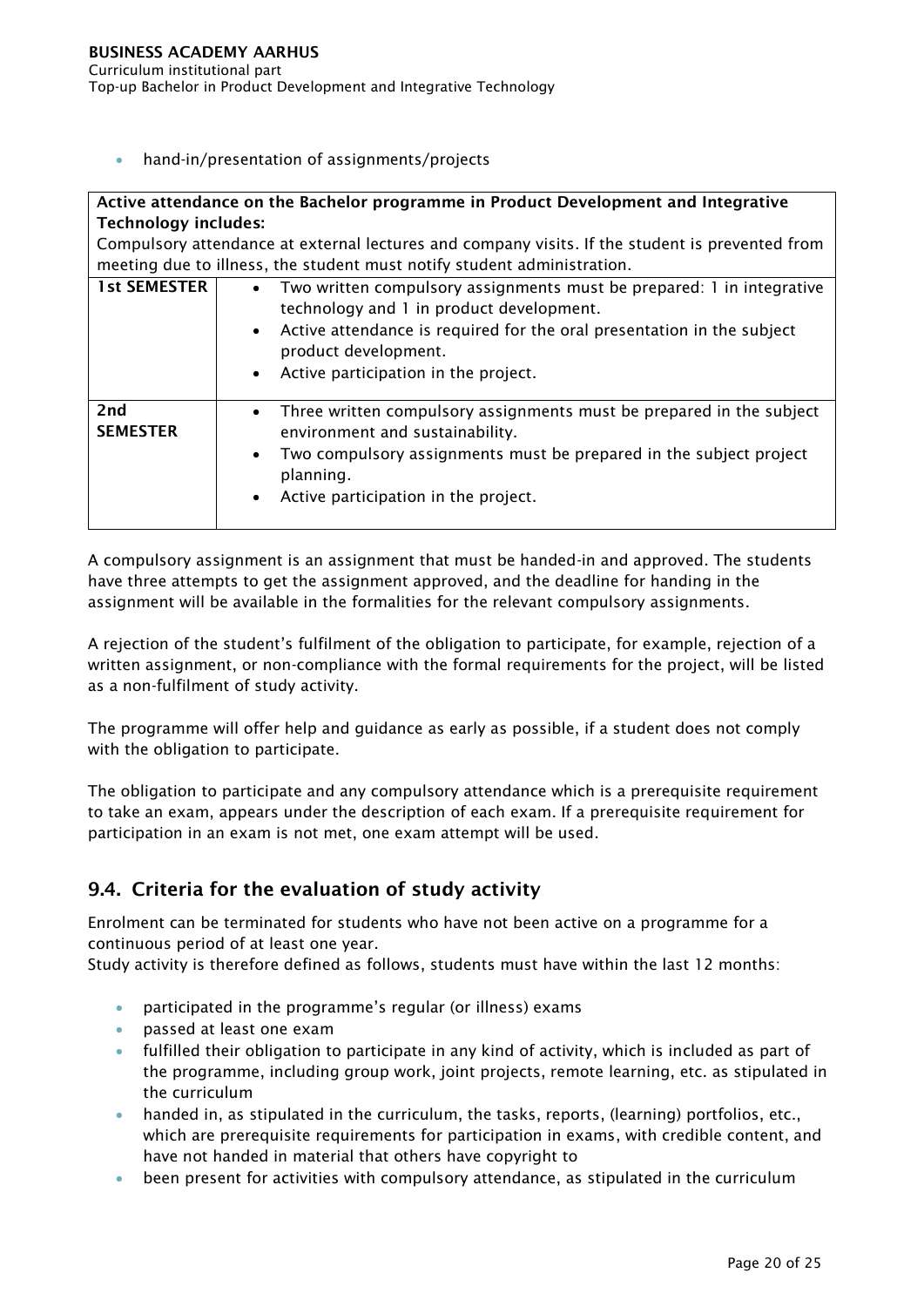- hand-in/presentation of assignments/projects

| **Active attendance on the Bachelor programme in Product Development and Integrative Technology includes:**<br>Compulsory attendance at external lectures and company visits. If the student is prevented from meeting due to illness, the student must notify student administration. | |
|---|---|
| **1st SEMESTER** | • Two written compulsory assignments must be prepared: 1 in integrative technology and 1 in product development.<br>• Active attendance is required for the oral presentation in the subject product development.<br>• Active participation in the project. |
| **2nd SEMESTER** | • Three written compulsory assignments must be prepared in the subject environment and sustainability.<br>• Two compulsory assignments must be prepared in the subject project planning.<br>• Active participation in the project. |

A compulsory assignment is an assignment that must be handed-in and approved. The students have three attempts to get the assignment approved, and the deadline for handing in the assignment will be available in the formalities for the relevant compulsory assignments.

A rejection of the student's fulfilment of the obligation to participate, for example, rejection of a written assignment, or non-compliance with the formal requirements for the project, will be listed as a non-fulfilment of study activity.

The programme will offer help and guidance as early as possible, if a student does not comply with the obligation to participate.

The obligation to participate and any compulsory attendance which is a prerequisite requirement to take an exam, appears under the description of each exam. If a prerequisite requirement for participation in an exam is not met, one exam attempt will be used.

## 9.4. Criteria for the evaluation of study activity

Enrolment can be terminated for students who have not been active on a programme for a continuous period of at least one year.
Study activity is therefore defined as follows, students must have within the last 12 months:

- participated in the programme's regular (or illness) exams
- passed at least one exam
- fulfilled their obligation to participate in any kind of activity, which is included as part of the programme, including group work, joint projects, remote learning, etc. as stipulated in the curriculum
- handed in, as stipulated in the curriculum, the tasks, reports, (learning) portfolios, etc., which are prerequisite requirements for participation in exams, with credible content, and have not handed in material that others have copyright to
- been present for activities with compulsory attendance, as stipulated in the curriculum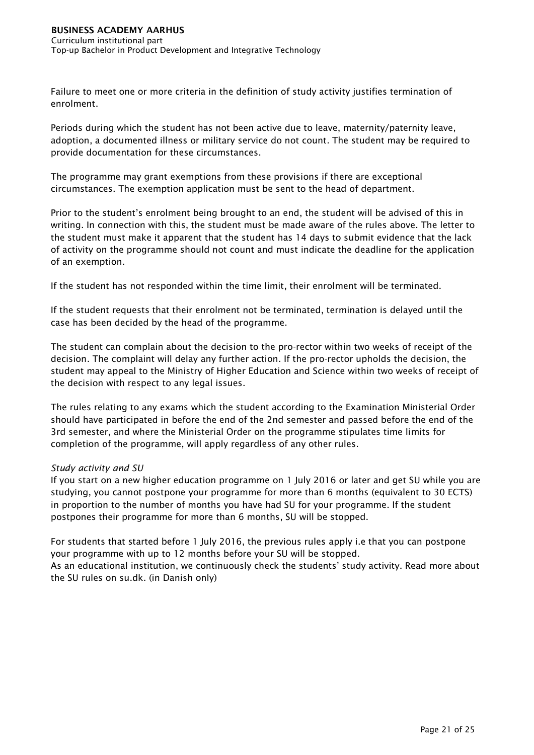Failure to meet one or more criteria in the definition of study activity justifies termination of enrolment.

Periods during which the student has not been active due to leave, maternity/paternity leave, adoption, a documented illness or military service do not count. The student may be required to provide documentation for these circumstances.

The programme may grant exemptions from these provisions if there are exceptional circumstances. The exemption application must be sent to the head of department.

Prior to the student's enrolment being brought to an end, the student will be advised of this in writing. In connection with this, the student must be made aware of the rules above. The letter to the student must make it apparent that the student has 14 days to submit evidence that the lack of activity on the programme should not count and must indicate the deadline for the application of an exemption.

If the student has not responded within the time limit, their enrolment will be terminated.

If the student requests that their enrolment not be terminated, termination is delayed until the case has been decided by the head of the programme.

The student can complain about the decision to the pro-rector within two weeks of receipt of the decision. The complaint will delay any further action. If the pro-rector upholds the decision, the student may appeal to the Ministry of Higher Education and Science within two weeks of receipt of the decision with respect to any legal issues.

The rules relating to any exams which the student according to the Examination Ministerial Order should have participated in before the end of the 2nd semester and passed before the end of the 3rd semester, and where the Ministerial Order on the programme stipulates time limits for completion of the programme, will apply regardless of any other rules.

*Study activity and SU*

If you start on a new higher education programme on 1 July 2016 or later and get SU while you are studying, you cannot postpone your programme for more than 6 months (equivalent to 30 ECTS) in proportion to the number of months you have had SU for your programme. If the student postpones their programme for more than 6 months, SU will be stopped.

For students that started before 1 July 2016, the previous rules apply i.e that you can postpone your programme with up to 12 months before your SU will be stopped.
As an educational institution, we continuously check the students' study activity. Read more about the SU rules on su.dk. (in Danish only)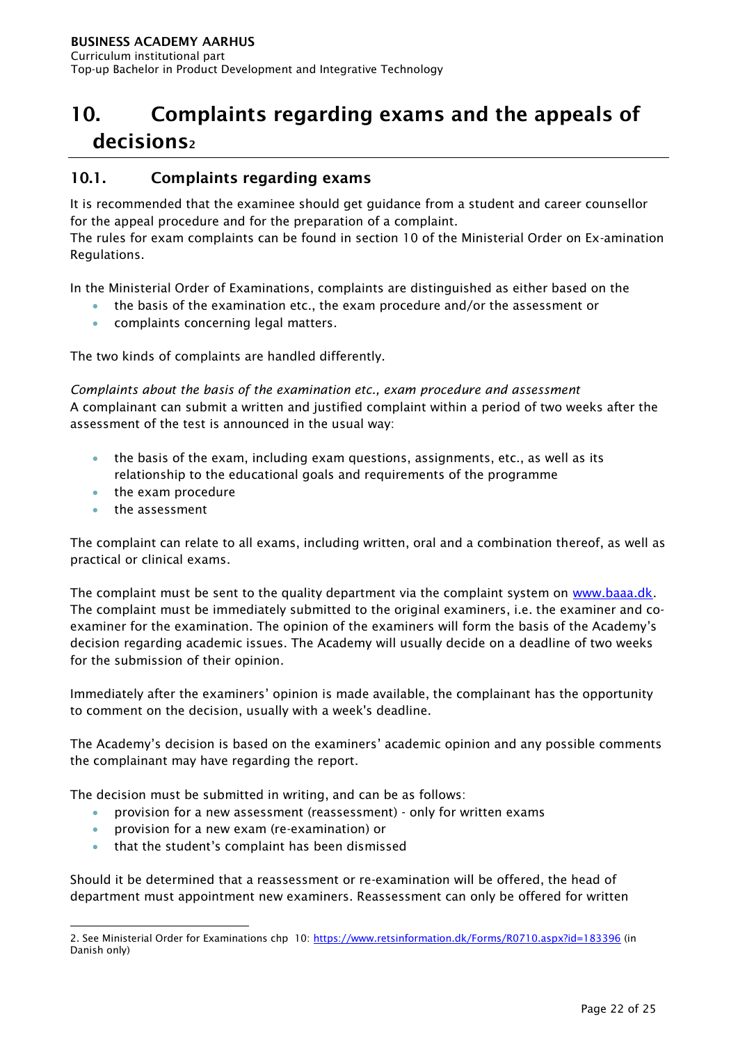# 10. Complaints regarding exams and the appeals of decisions[2]

## 10.1. Complaints regarding exams

It is recommended that the examinee should get guidance from a student and career counsellor for the appeal procedure and for the preparation of a complaint.
The rules for exam complaints can be found in section 10 of the Ministerial Order on Ex-amination Regulations.

In the Ministerial Order of Examinations, complaints are distinguished as either based on the

- the basis of the examination etc., the exam procedure and/or the assessment or
- complaints concerning legal matters.

The two kinds of complaints are handled differently.

*Complaints about the basis of the examination etc., exam procedure and assessment*
A complainant can submit a written and justified complaint within a period of two weeks after the assessment of the test is announced in the usual way:

- the basis of the exam, including exam questions, assignments, etc., as well as its relationship to the educational goals and requirements of the programme
- the exam procedure
- the assessment

The complaint can relate to all exams, including written, oral and a combination thereof, as well as practical or clinical exams.

The complaint must be sent to the quality department via the complaint system on [www.baaa.dk](http://www.baaa.dk). The complaint must be immediately submitted to the original examiners, i.e. the examiner and co-examiner for the examination. The opinion of the examiners will form the basis of the Academy's decision regarding academic issues. The Academy will usually decide on a deadline of two weeks for the submission of their opinion.

Immediately after the examiners' opinion is made available, the complainant has the opportunity to comment on the decision, usually with a week's deadline.

The Academy's decision is based on the examiners' academic opinion and any possible comments the complainant may have regarding the report.

The decision must be submitted in writing, and can be as follows:

- provision for a new assessment (reassessment) - only for written exams
- provision for a new exam (re-examination) or
- that the student's complaint has been dismissed

Should it be determined that a reassessment or re-examination will be offered, the head of department must appointment new examiners. Reassessment can only be offered for written

---

2. See Ministerial Order for Examinations chp 10: [https://www.retsinformation.dk/Forms/R0710.aspx?id=183396](https://www.retsinformation.dk/Forms/R0710.aspx?id=183396) (in Danish only)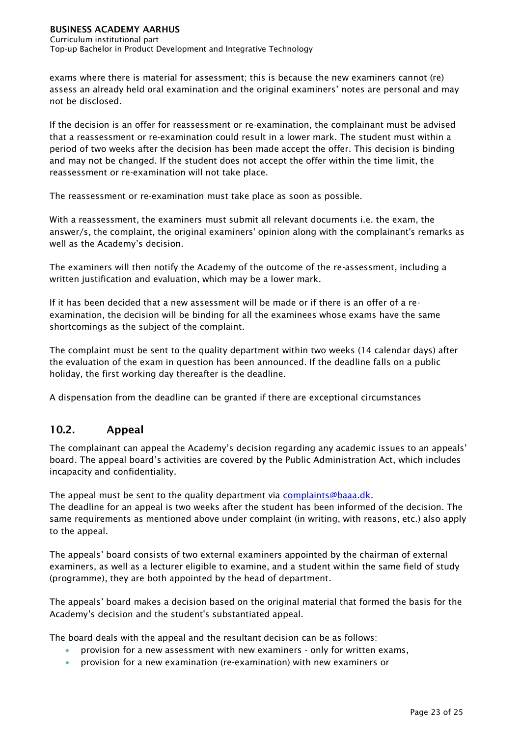exams where there is material for assessment; this is because the new examiners cannot (re) assess an already held oral examination and the original examiners' notes are personal and may not be disclosed.

If the decision is an offer for reassessment or re-examination, the complainant must be advised that a reassessment or re-examination could result in a lower mark. The student must within a period of two weeks after the decision has been made accept the offer. This decision is binding and may not be changed. If the student does not accept the offer within the time limit, the reassessment or re-examination will not take place.

The reassessment or re-examination must take place as soon as possible.

With a reassessment, the examiners must submit all relevant documents i.e. the exam, the answer/s, the complaint, the original examiners' opinion along with the complainant's remarks as well as the Academy's decision.

The examiners will then notify the Academy of the outcome of the re-assessment, including a written justification and evaluation, which may be a lower mark.

If it has been decided that a new assessment will be made or if there is an offer of a re-examination, the decision will be binding for all the examinees whose exams have the same shortcomings as the subject of the complaint.

The complaint must be sent to the quality department within two weeks (14 calendar days) after the evaluation of the exam in question has been announced. If the deadline falls on a public holiday, the first working day thereafter is the deadline.

A dispensation from the deadline can be granted if there are exceptional circumstances

## 10.2. Appeal

The complainant can appeal the Academy's decision regarding any academic issues to an appeals' board. The appeal board's activities are covered by the Public Administration Act, which includes incapacity and confidentiality.

The appeal must be sent to the quality department via complaints@baaa.dk.
The deadline for an appeal is two weeks after the student has been informed of the decision. The same requirements as mentioned above under complaint (in writing, with reasons, etc.) also apply to the appeal.

The appeals' board consists of two external examiners appointed by the chairman of external examiners, as well as a lecturer eligible to examine, and a student within the same field of study (programme), they are both appointed by the head of department.

The appeals' board makes a decision based on the original material that formed the basis for the Academy's decision and the student's substantiated appeal.

The board deals with the appeal and the resultant decision can be as follows:

- provision for a new assessment with new examiners - only for written exams,
- provision for a new examination (re-examination) with new examiners or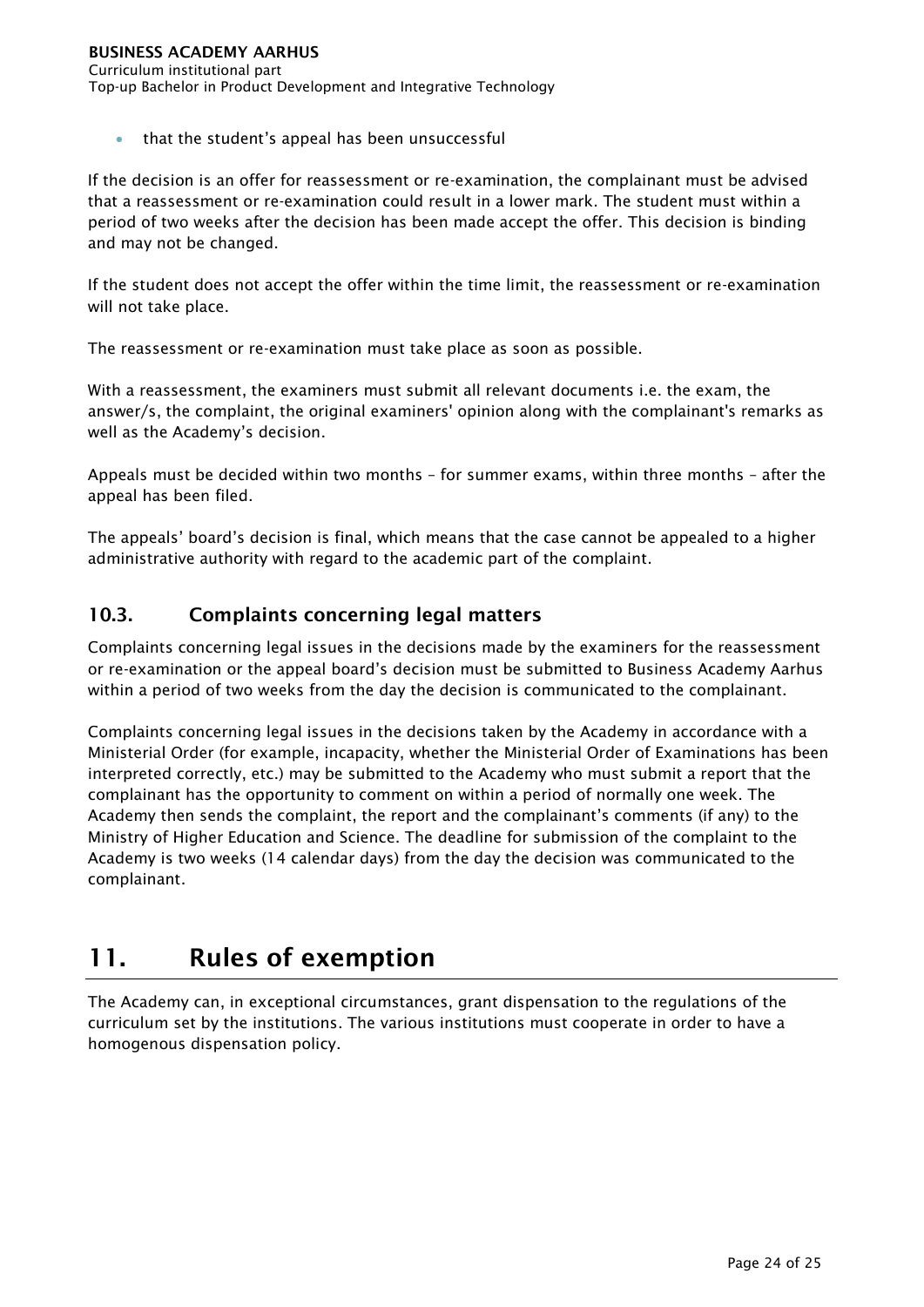- that the student's appeal has been unsuccessful

If the decision is an offer for reassessment or re-examination, the complainant must be advised that a reassessment or re-examination could result in a lower mark. The student must within a period of two weeks after the decision has been made accept the offer. This decision is binding and may not be changed.

If the student does not accept the offer within the time limit, the reassessment or re-examination will not take place.

The reassessment or re-examination must take place as soon as possible.

With a reassessment, the examiners must submit all relevant documents i.e. the exam, the answer/s, the complaint, the original examiners' opinion along with the complainant's remarks as well as the Academy's decision.

Appeals must be decided within two months – for summer exams, within three months – after the appeal has been filed.

The appeals' board's decision is final, which means that the case cannot be appealed to a higher administrative authority with regard to the academic part of the complaint.

## 10.3. Complaints concerning legal matters

Complaints concerning legal issues in the decisions made by the examiners for the reassessment or re-examination or the appeal board's decision must be submitted to Business Academy Aarhus within a period of two weeks from the day the decision is communicated to the complainant.

Complaints concerning legal issues in the decisions taken by the Academy in accordance with a Ministerial Order (for example, incapacity, whether the Ministerial Order of Examinations has been interpreted correctly, etc.) may be submitted to the Academy who must submit a report that the complainant has the opportunity to comment on within a period of normally one week. The Academy then sends the complaint, the report and the complainant's comments (if any) to the Ministry of Higher Education and Science. The deadline for submission of the complaint to the Academy is two weeks (14 calendar days) from the day the decision was communicated to the complainant.

# 11. Rules of exemption

The Academy can, in exceptional circumstances, grant dispensation to the regulations of the curriculum set by the institutions. The various institutions must cooperate in order to have a homogenous dispensation policy.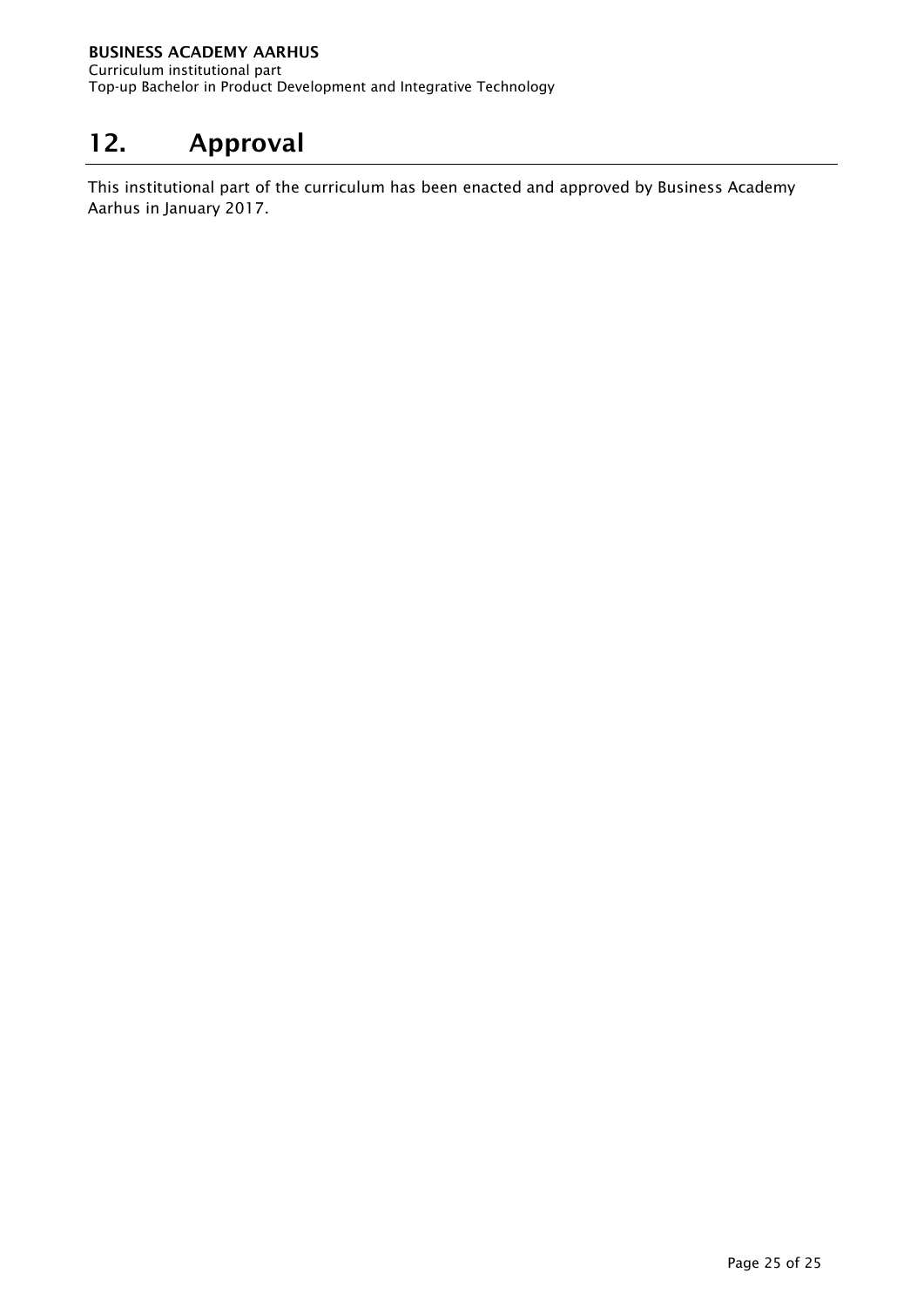# 12. Approval

This institutional part of the curriculum has been enacted and approved by Business Academy Aarhus in January 2017.